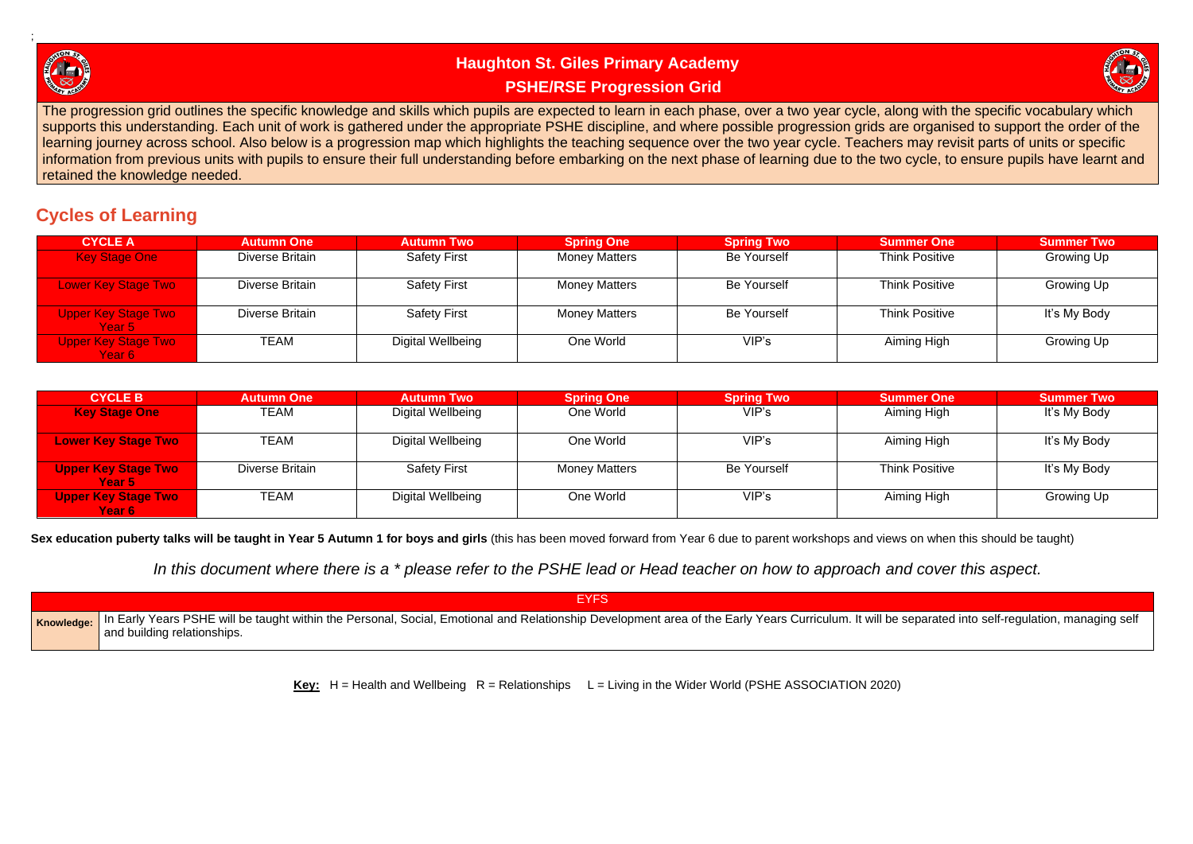# Haughton St. Giles Primary Academy
## PSHE/RSE Progression Grid

The progression grid outlines the specific knowledge and skills which pupils are expected to learn in each phase, over a two year cycle, along with the specific vocabulary which supports this understanding. Each unit of work is gathered under the appropriate PSHE discipline, and where possible progression grids are organised to support the order of the learning journey across school. Also below is a progression map which highlights the teaching sequence over the two year cycle. Teachers may revisit parts of units or specific information from previous units with pupils to ensure their full understanding before embarking on the next phase of learning due to the two cycle, to ensure pupils have learnt and retained the knowledge needed.

## Cycles of Learning

| CYCLE A | Autumn One | Autumn Two | Spring One | Spring Two | Summer One | Summer Two |
|---|---|---|---|---|---|---|
| Key Stage One | Diverse Britain | Safety First | Money Matters | Be Yourself | Think Positive | Growing Up |
| Lower Key Stage Two | Diverse Britain | Safety First | Money Matters | Be Yourself | Think Positive | Growing Up |
| Upper Key Stage Two Year 5 | Diverse Britain | Safety First | Money Matters | Be Yourself | Think Positive | It's My Body |
| Upper Key Stage Two Year 6 | TEAM | Digital Wellbeing | One World | VIP's | Aiming High | Growing Up |

| CYCLE B | Autumn One | Autumn Two | Spring One | Spring Two | Summer One | Summer Two |
|---|---|---|---|---|---|---|
| **Key Stage One** | TEAM | Digital Wellbeing | One World | VIP's | Aiming High | It's My Body |
| **Lower Key Stage Two** | TEAM | Digital Wellbeing | One World | VIP's | Aiming High | It's My Body |
| **Upper Key Stage Two Year 5** | Diverse Britain | Safety First | Money Matters | Be Yourself | Think Positive | It's My Body |
| **Upper Key Stage Two Year 6** | TEAM | Digital Wellbeing | One World | VIP's | Aiming High | Growing Up |

**Sex education puberty talks will be taught in Year 5 Autumn 1 for boys and girls** (this has been moved forward from Year 6 due to parent workshops and views on when this should be taught)

*In this document where there is a * please refer to the PSHE lead or Head teacher on how to approach and cover this aspect.*

| | EYFS |
|---|---|
| **Knowledge:** | In Early Years PSHE will be taught within the Personal, Social, Emotional and Relationship Development area of the Early Years Curriculum. It will be separated into self-regulation, managing self and building relationships. |

**Key:** H = Health and Wellbeing R = Relationships L = Living in the Wider World (PSHE ASSOCIATION 2020)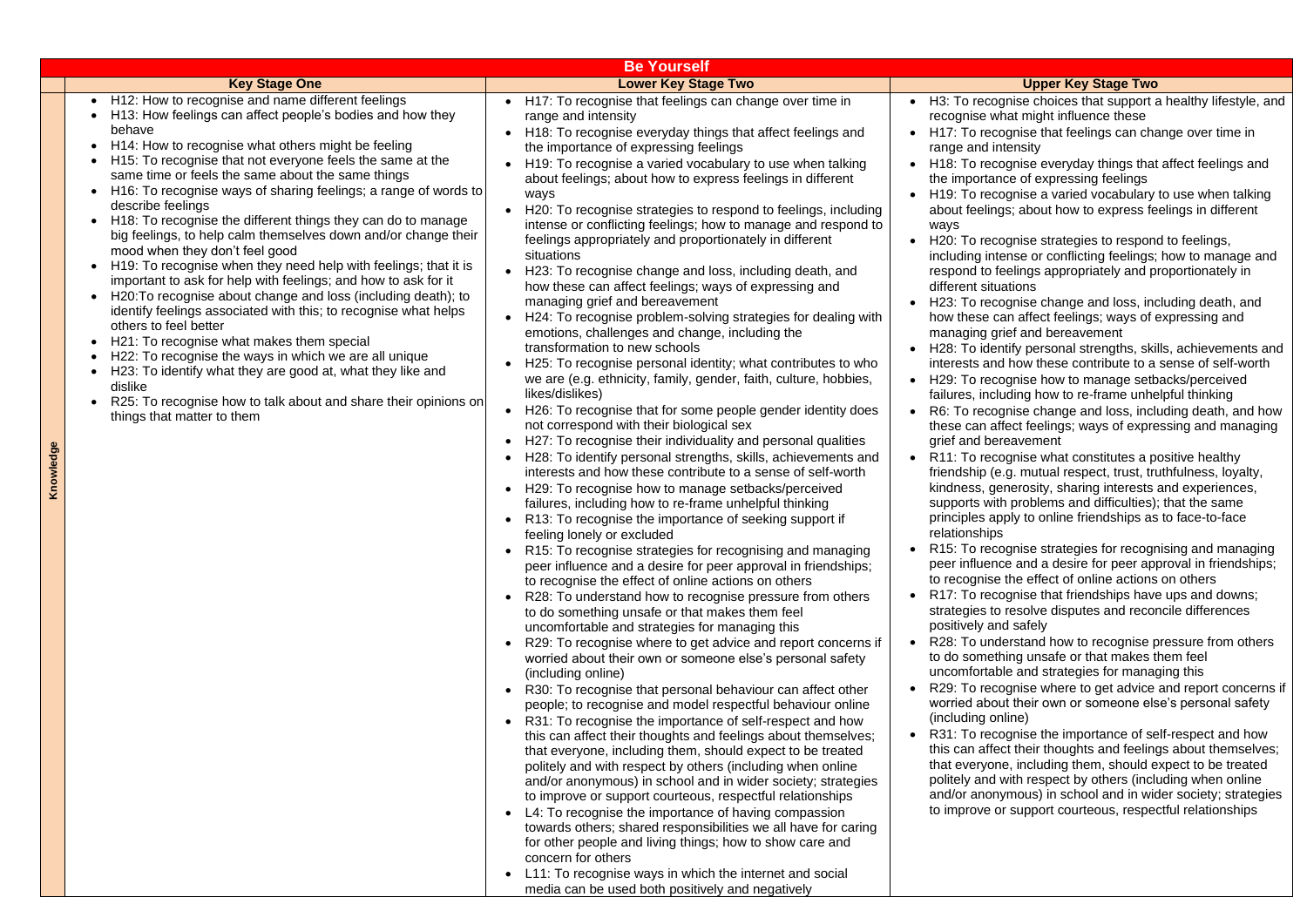| Be Yourself | | | |
|---|---|---|---|
| | **Key Stage One** | **Lower Key Stage Two** | **Upper Key Stage Two** |
| **Knowledge** | • H12: How to recognise and name different feelings<br>• H13: How feelings can affect people's bodies and how they behave<br>• H14: How to recognise what others might be feeling<br>• H15: To recognise that not everyone feels the same at the same time or feels the same about the same things<br>• H16: To recognise ways of sharing feelings; a range of words to describe feelings<br>• H18: To recognise the different things they can do to manage big feelings, to help calm themselves down and/or change their mood when they don't feel good<br>• H19: To recognise when they need help with feelings; that it is important to ask for help with feelings; and how to ask for it<br>• H20:To recognise about change and loss (including death); to identify feelings associated with this; to recognise what helps others to feel better<br>• H21: To recognise what makes them special<br>• H22: To recognise the ways in which we are all unique<br>• H23: To identify what they are good at, what they like and dislike<br>• R25: To recognise how to talk about and share their opinions on things that matter to them | • H17: To recognise that feelings can change over time in range and intensity<br>• H18: To recognise everyday things that affect feelings and the importance of expressing feelings<br>• H19: To recognise a varied vocabulary to use when talking about feelings; about how to express feelings in different ways<br>• H20: To recognise strategies to respond to feelings, including intense or conflicting feelings; how to manage and respond to feelings appropriately and proportionately in different situations<br>• H23: To recognise change and loss, including death, and how these can affect feelings; ways of expressing and managing grief and bereavement<br>• H24: To recognise problem-solving strategies for dealing with emotions, challenges and change, including the transformation to new schools<br>• H25: To recognise personal identity; what contributes to who we are (e.g. ethnicity, family, gender, faith, culture, hobbies, likes/dislikes)<br>• H26: To recognise that for some people gender identity does not correspond with their biological sex<br>• H27: To recognise their individuality and personal qualities<br>• H28: To identify personal strengths, skills, achievements and interests and how these contribute to a sense of self-worth<br>• H29: To recognise how to manage setbacks/perceived failures, including how to re-frame unhelpful thinking<br>• R13: To recognise the importance of seeking support if feeling lonely or excluded<br>• R15: To recognise strategies for recognising and managing peer influence and a desire for peer approval in friendships; to recognise the effect of online actions on others<br>• R28: To understand how to recognise pressure from others to do something unsafe or that makes them feel uncomfortable and strategies for managing this<br>• R29: To recognise where to get advice and report concerns if worried about their own or someone else's personal safety (including online)<br>• R30: To recognise that personal behaviour can affect other people; to recognise and model respectful behaviour online<br>• R31: To recognise the importance of self-respect and how this can affect their thoughts and feelings about themselves; that everyone, including them, should expect to be treated politely and with respect by others (including when online and/or anonymous) in school and in wider society; strategies to improve or support courteous, respectful relationships<br>• L4: To recognise the importance of having compassion towards others; shared responsibilities we all have for caring for other people and living things; how to show care and concern for others<br>• L11: To recognise ways in which the internet and social media can be used both positively and negatively | • H3: To recognise choices that support a healthy lifestyle, and recognise what might influence these<br>• H17: To recognise that feelings can change over time in range and intensity<br>• H18: To recognise everyday things that affect feelings and the importance of expressing feelings<br>• H19: To recognise a varied vocabulary to use when talking about feelings; about how to express feelings in different ways<br>• H20: To recognise strategies to respond to feelings, including intense or conflicting feelings; how to manage and respond to feelings appropriately and proportionately in different situations<br>• H23: To recognise change and loss, including death, and how these can affect feelings; ways of expressing and managing grief and bereavement<br>• H28: To identify personal strengths, skills, achievements and interests and how these contribute to a sense of self-worth<br>• H29: To recognise how to manage setbacks/perceived failures, including how to re-frame unhelpful thinking<br>• R6: To recognise change and loss, including death, and how these can affect feelings; ways of expressing and managing grief and bereavement<br>• R11: To recognise what constitutes a positive healthy friendship (e.g. mutual respect, trust, truthfulness, loyalty, kindness, generosity, sharing interests and experiences, supports with problems and difficulties); that the same principles apply to online friendships as to face-to-face relationships<br>• R15: To recognise strategies for recognising and managing peer influence and a desire for peer approval in friendships; to recognise the effect of online actions on others<br>• R17: To recognise that friendships have ups and downs; strategies to resolve disputes and reconcile differences positively and safely<br>• R28: To understand how to recognise pressure from others to do something unsafe or that makes them feel uncomfortable and strategies for managing this<br>• R29: To recognise where to get advice and report concerns if worried about their own or someone else's personal safety (including online)<br>• R31: To recognise the importance of self-respect and how this can affect their thoughts and feelings about themselves; that everyone, including them, should expect to be treated politely and with respect by others (including when online and/or anonymous) in school and in wider society; strategies to improve or support courteous, respectful relationships |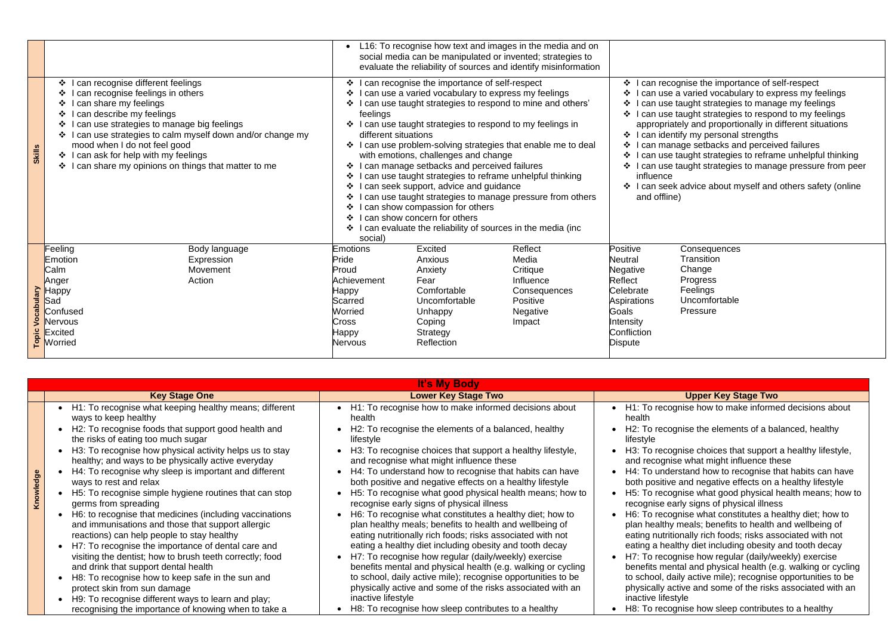| | | | |
|---|---|---|---|
| | | • L16: To recognise how text and images in the media and on social media can be manipulated or invented; strategies to evaluate the reliability of sources and identify misinformation | |
| **Skills** | ❖ I can recognise different feelings<br>❖ I can recognise feelings in others<br>❖ I can share my feelings<br>❖ I can describe my feelings<br>❖ I can use strategies to manage big feelings<br>❖ I can use strategies to calm myself down and/or change my mood when I do not feel good<br>❖ I can ask for help with my feelings<br>❖ I can share my opinions on things that matter to me | ❖ I can recognise the importance of self-respect<br>❖ I can use a varied vocabulary to express my feelings<br>❖ I can use taught strategies to respond to mine and others' feelings<br>❖ I can use taught strategies to respond to my feelings in different situations<br>❖ I can use problem-solving strategies that enable me to deal with emotions, challenges and change<br>❖ I can manage setbacks and perceived failures<br>❖ I can use taught strategies to reframe unhelpful thinking<br>❖ I can seek support, advice and guidance<br>❖ I can use taught strategies to manage pressure from others<br>❖ I can show compassion for others<br>❖ I can show concern for others<br>❖ I can evaluate the reliability of sources in the media (inc social) | ❖ I can recognise the importance of self-respect<br>❖ I can use a varied vocabulary to express my feelings<br>❖ I can use taught strategies to manage my feelings<br>❖ I can use taught strategies to respond to my feelings appropriately and proportionally in different situations<br>❖ I can identify my personal strengths<br>❖ I can manage setbacks and perceived failures<br>❖ I can use taught strategies to reframe unhelpful thinking<br>❖ I can use taught strategies to manage pressure from peer influence<br>❖ I can seek advice about myself and others safety (online and offline) |
| **Topic Vocabulary** | Feeling, Emotion, Calm, Anger, Happy, Sad, Confused, Nervous, Excited, Worried, Body language, Expression, Movement, Action | Emotions, Pride, Proud, Achievement, Happy, Scarred, Worried, Cross, Happy, Nervous, Excited, Anxious, Anxiety, Fear, Comfortable, Uncomfortable, Unhappy, Coping, Strategy, Reflection, Reflect, Media, Critique, Influence, Consequences, Positive, Negative, Impact | Positive, Neutral, Negative, Reflect, Celebrate, Aspirations, Goals, Intensity, Confliction, Dispute, Consequences, Transition, Change, Progress, Feelings, Uncomfortable, Pressure |

## It's My Body

| | Key Stage One | Lower Key Stage Two | Upper Key Stage Two |
|---|---|---|---|
| **Knowledge** | • H1: To recognise what keeping healthy means; different ways to keep healthy<br>• H2: To recognise foods that support good health and the risks of eating too much sugar<br>• H3: To recognise how physical activity helps us to stay healthy; and ways to be physically active everyday<br>• H4: To recognise why sleep is important and different ways to rest and relax<br>• H5: To recognise simple hygiene routines that can stop germs from spreading<br>• H6: to recognise that medicines (including vaccinations and immunisations and those that support allergic reactions) can help people to stay healthy<br>• H7: To recognise the importance of dental care and visiting the dentist; how to brush teeth correctly; food and drink that support dental health<br>• H8: To recognise how to keep safe in the sun and protect skin from sun damage<br>• H9: To recognise different ways to learn and play; recognising the importance of knowing when to take a | • H1: To recognise how to make informed decisions about health<br>• H2: To recognise the elements of a balanced, healthy lifestyle<br>• H3: To recognise choices that support a healthy lifestyle, and recognise what might influence these<br>• H4: To understand how to recognise that habits can have both positive and negative effects on a healthy lifestyle<br>• H5: To recognise what good physical health means; how to recognise early signs of physical illness<br>• H6: To recognise what constitutes a healthy diet; how to plan healthy meals; benefits to health and wellbeing of eating nutritionally rich foods; risks associated with not eating a healthy diet including obesity and tooth decay<br>• H7: To recognise how regular (daily/weekly) exercise benefits mental and physical health (e.g. walking or cycling to school, daily active mile); recognise opportunities to be physically active and some of the risks associated with an inactive lifestyle<br>• H8: To recognise how sleep contributes to a healthy | • H1: To recognise how to make informed decisions about health<br>• H2: To recognise the elements of a balanced, healthy lifestyle<br>• H3: To recognise choices that support a healthy lifestyle, and recognise what might influence these<br>• H4: To understand how to recognise that habits can have both positive and negative effects on a healthy lifestyle<br>• H5: To recognise what good physical health means; how to recognise early signs of physical illness<br>• H6: To recognise what constitutes a healthy diet; how to plan healthy meals; benefits to health and wellbeing of eating nutritionally rich foods; risks associated with not eating a healthy diet including obesity and tooth decay<br>• H7: To recognise how regular (daily/weekly) exercise benefits mental and physical health (e.g. walking or cycling to school, daily active mile); recognise opportunities to be physically active and some of the risks associated with an inactive lifestyle<br>• H8: To recognise how sleep contributes to a healthy |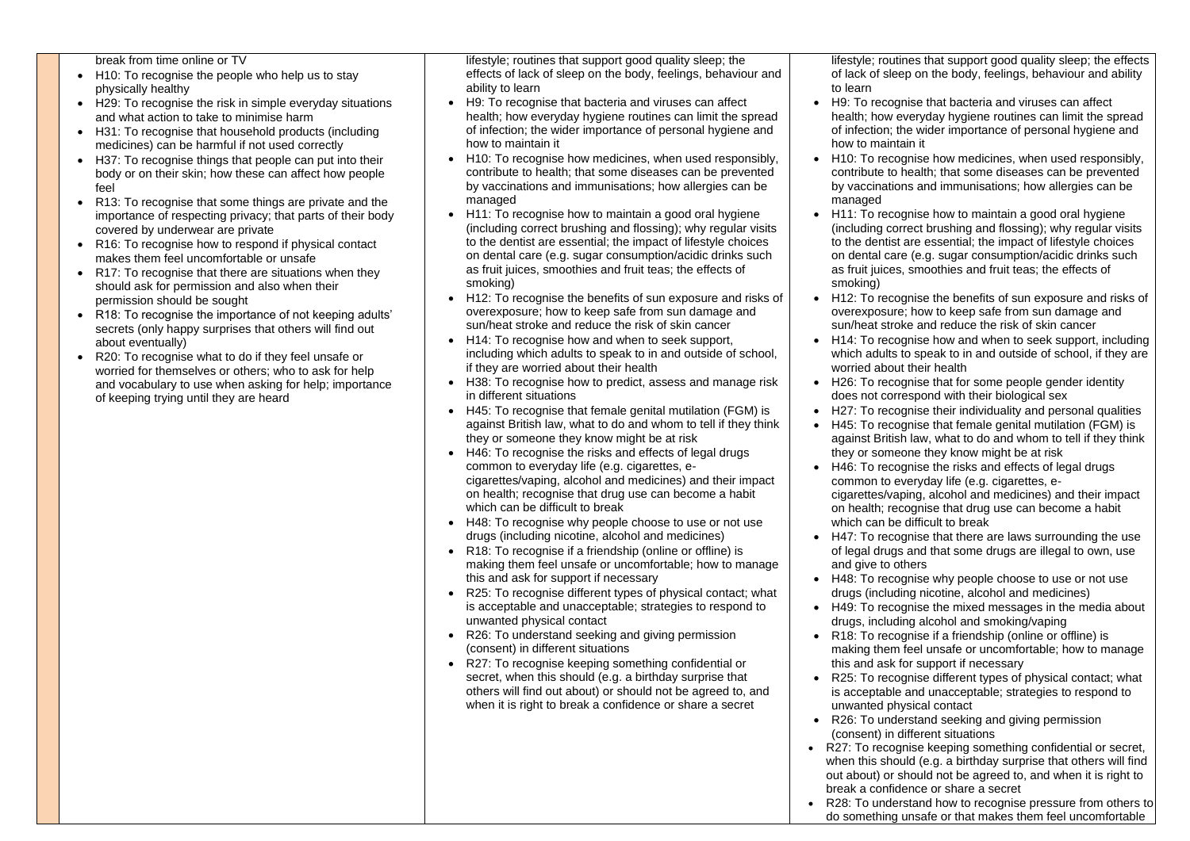| | | | |
|---|---|---|---|
| | break from time online or TV<br>• H10: To recognise the people who help us to stay physically healthy<br>• H29: To recognise the risk in simple everyday situations and what action to take to minimise harm<br>• H31: To recognise that household products (including medicines) can be harmful if not used correctly<br>• H37: To recognise things that people can put into their body or on their skin; how these can affect how people feel<br>• R13: To recognise that some things are private and the importance of respecting privacy; that parts of their body covered by underwear are private<br>• R16: To recognise how to respond if physical contact makes them feel uncomfortable or unsafe<br>• R17: To recognise that there are situations when they should ask for permission and also when their permission should be sought<br>• R18: To recognise the importance of not keeping adults' secrets (only happy surprises that others will find out about eventually)<br>• R20: To recognise what to do if they feel unsafe or worried for themselves or others; who to ask for help and vocabulary to use when asking for help; importance of keeping trying until they are heard | lifestyle; routines that support good quality sleep; the effects of lack of sleep on the body, feelings, behaviour and ability to learn<br>• H9: To recognise that bacteria and viruses can affect health; how everyday hygiene routines can limit the spread of infection; the wider importance of personal hygiene and how to maintain it<br>• H10: To recognise how medicines, when used responsibly, contribute to health; that some diseases can be prevented by vaccinations and immunisations; how allergies can be managed<br>• H11: To recognise how to maintain a good oral hygiene (including correct brushing and flossing); why regular visits to the dentist are essential; the impact of lifestyle choices on dental care (e.g. sugar consumption/acidic drinks such as fruit juices, smoothies and fruit teas; the effects of smoking)<br>• H12: To recognise the benefits of sun exposure and risks of overexposure; how to keep safe from sun damage and sun/heat stroke and reduce the risk of skin cancer<br>• H14: To recognise how and when to seek support, including which adults to speak to in and outside of school, if they are worried about their health<br>• H38: To recognise how to predict, assess and manage risk in different situations<br>• H45: To recognise that female genital mutilation (FGM) is against British law, what to do and whom to tell if they think they or someone they know might be at risk<br>• H46: To recognise the risks and effects of legal drugs common to everyday life (e.g. cigarettes, e-cigarettes/vaping, alcohol and medicines) and their impact on health; recognise that drug use can become a habit which can be difficult to break<br>• H48: To recognise why people choose to use or not use drugs (including nicotine, alcohol and medicines)<br>• R18: To recognise if a friendship (online or offline) is making them feel unsafe or uncomfortable; how to manage this and ask for support if necessary<br>• R25: To recognise different types of physical contact; what is acceptable and unacceptable; strategies to respond to unwanted physical contact<br>• R26: To understand seeking and giving permission (consent) in different situations<br>• R27: To recognise keeping something confidential or secret, when this should (e.g. a birthday surprise that others will find out about) or should not be agreed to, and when it is right to break a confidence or share a secret | lifestyle; routines that support good quality sleep; the effects of lack of sleep on the body, feelings, behaviour and ability to learn<br>• H9: To recognise that bacteria and viruses can affect health; how everyday hygiene routines can limit the spread of infection; the wider importance of personal hygiene and how to maintain it<br>• H10: To recognise how medicines, when used responsibly, contribute to health; that some diseases can be prevented by vaccinations and immunisations; how allergies can be managed<br>• H11: To recognise how to maintain a good oral hygiene (including correct brushing and flossing); why regular visits to the dentist are essential; the impact of lifestyle choices on dental care (e.g. sugar consumption/acidic drinks such as fruit juices, smoothies and fruit teas; the effects of smoking)<br>• H12: To recognise the benefits of sun exposure and risks of overexposure; how to keep safe from sun damage and sun/heat stroke and reduce the risk of skin cancer<br>• H14: To recognise how and when to seek support, including which adults to speak to in and outside of school, if they are worried about their health<br>• H26: To recognise that for some people gender identity does not correspond with their biological sex<br>• H27: To recognise their individuality and personal qualities<br>• H45: To recognise that female genital mutilation (FGM) is against British law, what to do and whom to tell if they think they or someone they know might be at risk<br>• H46: To recognise the risks and effects of legal drugs common to everyday life (e.g. cigarettes, e-cigarettes/vaping, alcohol and medicines) and their impact on health; recognise that drug use can become a habit which can be difficult to break<br>• H47: To recognise that there are laws surrounding the use of legal drugs and that some drugs are illegal to own, use and give to others<br>• H48: To recognise why people choose to use or not use drugs (including nicotine, alcohol and medicines)<br>• H49: To recognise the mixed messages in the media about drugs, including alcohol and smoking/vaping<br>• R18: To recognise if a friendship (online or offline) is making them feel unsafe or uncomfortable; how to manage this and ask for support if necessary<br>• R25: To recognise different types of physical contact; what is acceptable and unacceptable; strategies to respond to unwanted physical contact<br>• R26: To understand seeking and giving permission (consent) in different situations<br>• R27: To recognise keeping something confidential or secret, when this should (e.g. a birthday surprise that others will find out about) or should not be agreed to, and when it is right to break a confidence or share a secret<br>• R28: To understand how to recognise pressure from others to do something unsafe or that makes them feel uncomfortable |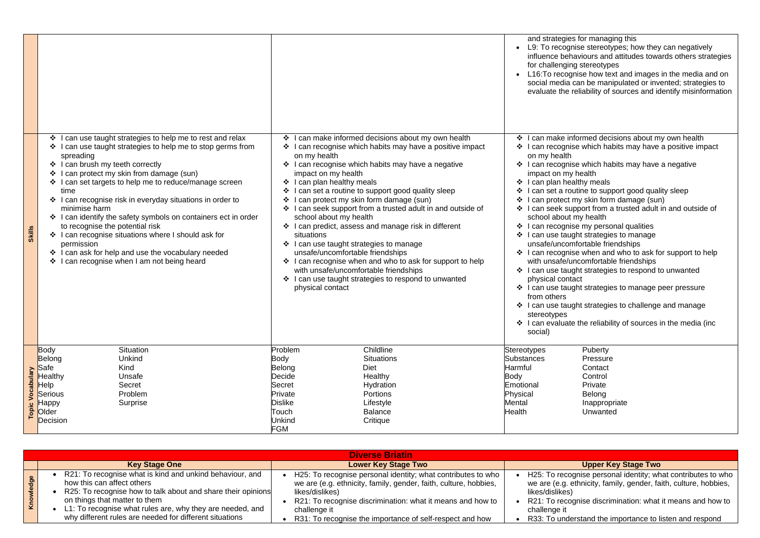| | | | |
|---|---|---|---|
| | | | and strategies for managing this<br>• L9: To recognise stereotypes; how they can negatively influence behaviours and attitudes towards others strategies for challenging stereotypes<br>• L16:To recognise how text and images in the media and on social media can be manipulated or invented; strategies to evaluate the reliability of sources and identify misinformation |
| **Skills** | ❖ I can use taught strategies to help me to rest and relax<br>❖ I can use taught strategies to help me to stop germs from spreading<br>❖ I can brush my teeth correctly<br>❖ I can protect my skin from damage (sun)<br>❖ I can set targets to help me to reduce/manage screen time<br>❖ I can recognise risk in everyday situations in order to minimise harm<br>❖ I can identify the safety symbols on containers ect in order to recognise the potential risk<br>❖ I can recognise situations where I should ask for permission<br>❖ I can ask for help and use the vocabulary needed<br>❖ I can recognise when I am not being heard | ❖ I can make informed decisions about my own health<br>❖ I can recognise which habits may have a positive impact on my health<br>❖ I can recognise which habits may have a negative impact on my health<br>❖ I can plan healthy meals<br>❖ I can set a routine to support good quality sleep<br>❖ I can protect my skin form damage (sun)<br>❖ I can seek support from a trusted adult in and outside of school about my health<br>❖ I can predict, assess and manage risk in different situations<br>❖ I can use taught strategies to manage unsafe/uncomfortable friendships<br>❖ I can recognise when and who to ask for support to help with unsafe/uncomfortable friendships<br>❖ I can use taught strategies to respond to unwanted physical contact | ❖ I can make informed decisions about my own health<br>❖ I can recognise which habits may have a positive impact on my health<br>❖ I can recognise which habits may have a negative impact on my health<br>❖ I can plan healthy meals<br>❖ I can set a routine to support good quality sleep<br>❖ I can protect my skin form damage (sun)<br>❖ I can seek support from a trusted adult in and outside of school about my health<br>❖ I can recognise my personal qualities<br>❖ I can use taught strategies to manage unsafe/uncomfortable friendships<br>❖ I can recognise when and who to ask for support to help with unsafe/uncomfortable friendships<br>❖ I can use taught strategies to respond to unwanted physical contact<br>❖ I can use taught strategies to manage peer pressure from others<br>❖ I can use taught strategies to challenge and manage stereotypes<br>❖ I can evaluate the reliability of sources in the media (inc social) |
| **Topic Vocabulary** | Body, Belong, Safe, Healthy, Help, Serious, Happy, Older, Decision, Situation, Unkind, Kind, Unsafe, Secret, Problem, Surprise | Problem, Body, Belong, Decide, Secret, Private, Dislike, Touch, Unkind, FGM, Childline, Situations, Diet, Healthy, Hydration, Portions, Lifestyle, Balance, Critique | Stereotypes, Substances, Harmful, Body, Emotional, Physical, Mental, Health, Puberty, Pressure, Contact, Control, Private, Belong, Inappropriate, Unwanted |

| **Diverse Briatin** | | | |
|---|---|---|---|
| | **Key Stage One** | **Lower Key Stage Two** | **Upper Key Stage Two** |
| **Knowledge** | • R21: To recognise what is kind and unkind behaviour, and how this can affect others<br>• R25: To recognise how to talk about and share their opinions on things that matter to them<br>• L1: To recognise what rules are, why they are needed, and why different rules are needed for different situations | • H25: To recognise personal identity; what contributes to who we are (e.g. ethnicity, family, gender, faith, culture, hobbies, likes/dislikes)<br>• R21: To recognise discrimination: what it means and how to challenge it<br>• R31: To recognise the importance of self-respect and how | • H25: To recognise personal identity; what contributes to who we are (e.g. ethnicity, family, gender, faith, culture, hobbies, likes/dislikes)<br>• R21: To recognise discrimination: what it means and how to challenge it<br>• R33: To understand the importance to listen and respond |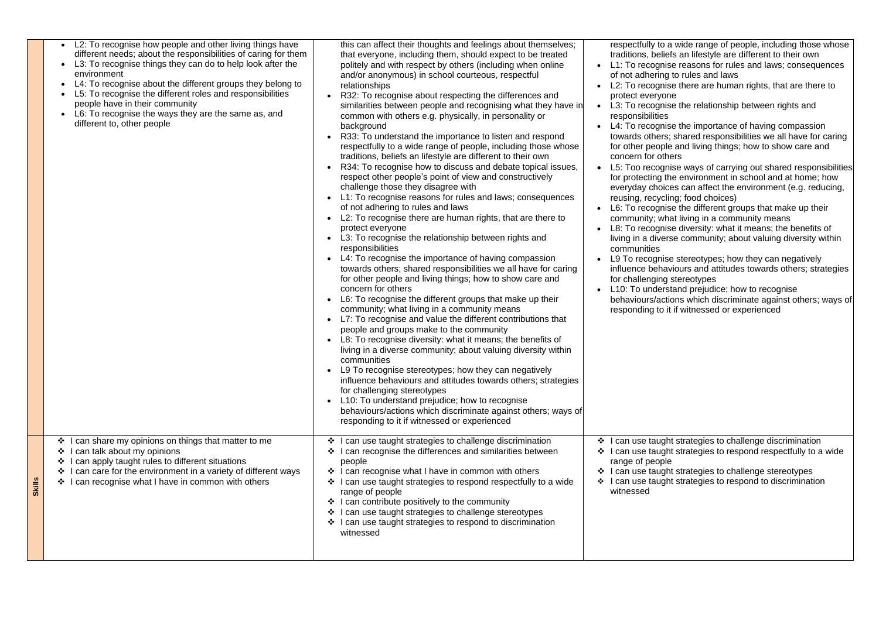| | | | |
|---|---|---|---|
| | • L2: To recognise how people and other living things have different needs; about the responsibilities of caring for them<br>• L3: To recognise things they can do to help look after the environment<br>• L4: To recognise about the different groups they belong to<br>• L5: To recognise the different roles and responsibilities people have in their community<br>• L6: To recognise the ways they are the same as, and different to, other people | this can affect their thoughts and feelings about themselves; that everyone, including them, should expect to be treated politely and with respect by others (including when online and/or anonymous) in school courteous, respectful relationships<br>• R32: To recognise about respecting the differences and similarities between people and recognising what they have in common with others e.g. physically, in personality or background<br>• R33: To understand the importance to listen and respond respectfully to a wide range of people, including those whose traditions, beliefs an lifestyle are different to their own<br>• R34: To recognise how to discuss and debate topical issues, respect other people's point of view and constructively challenge those they disagree with<br>• L1: To recognise reasons for rules and laws; consequences of not adhering to rules and laws<br>• L2: To recognise there are human rights, that are there to protect everyone<br>• L3: To recognise the relationship between rights and responsibilities<br>• L4: To recognise the importance of having compassion towards others; shared responsibilities we all have for caring for other people and living things; how to show care and concern for others<br>• L6: To recognise the different groups that make up their community; what living in a community means<br>• L7: To recognise and value the different contributions that people and groups make to the community<br>• L8: To recognise diversity: what it means; the benefits of living in a diverse community; about valuing diversity within communities<br>• L9 To recognise stereotypes; how they can negatively influence behaviours and attitudes towards others; strategies for challenging stereotypes<br>• L10: To understand prejudice; how to recognise behaviours/actions which discriminate against others; ways of responding to it if witnessed or experienced | respectfully to a wide range of people, including those whose traditions, beliefs an lifestyle are different to their own<br>• L1: To recognise reasons for rules and laws; consequences of not adhering to rules and laws<br>• L2: To recognise there are human rights, that are there to protect everyone<br>• L3: To recognise the relationship between rights and responsibilities<br>• L4: To recognise the importance of having compassion towards others; shared responsibilities we all have for caring for other people and living things; how to show care and concern for others<br>• L5: Too recognise ways of carrying out shared responsibilities for protecting the environment in school and at home; how everyday choices can affect the environment (e.g. reducing, reusing, recycling; food choices)<br>• L6: To recognise the different groups that make up their community; what living in a community means<br>• L8: To recognise diversity: what it means; the benefits of living in a diverse community; about valuing diversity within communities<br>• L9 To recognise stereotypes; how they can negatively influence behaviours and attitudes towards others; strategies for challenging stereotypes<br>• L10: To understand prejudice; how to recognise behaviours/actions which discriminate against others; ways of responding to it if witnessed or experienced |
| **Skills** | ❖ I can share my opinions on things that matter to me<br>❖ I can talk about my opinions<br>❖ I can apply taught rules to different situations<br>❖ I can care for the environment in a variety of different ways<br>❖ I can recognise what I have in common with others | ❖ I can use taught strategies to challenge discrimination<br>❖ I can recognise the differences and similarities between people<br>❖ I can recognise what I have in common with others<br>❖ I can use taught strategies to respond respectfully to a wide range of people<br>❖ I can contribute positively to the community<br>❖ I can use taught strategies to challenge stereotypes<br>❖ I can use taught strategies to respond to discrimination witnessed | ❖ I can use taught strategies to challenge discrimination<br>❖ I can use taught strategies to respond respectfully to a wide range of people<br>❖ I can use taught strategies to challenge stereotypes<br>❖ I can use taught strategies to respond to discrimination witnessed |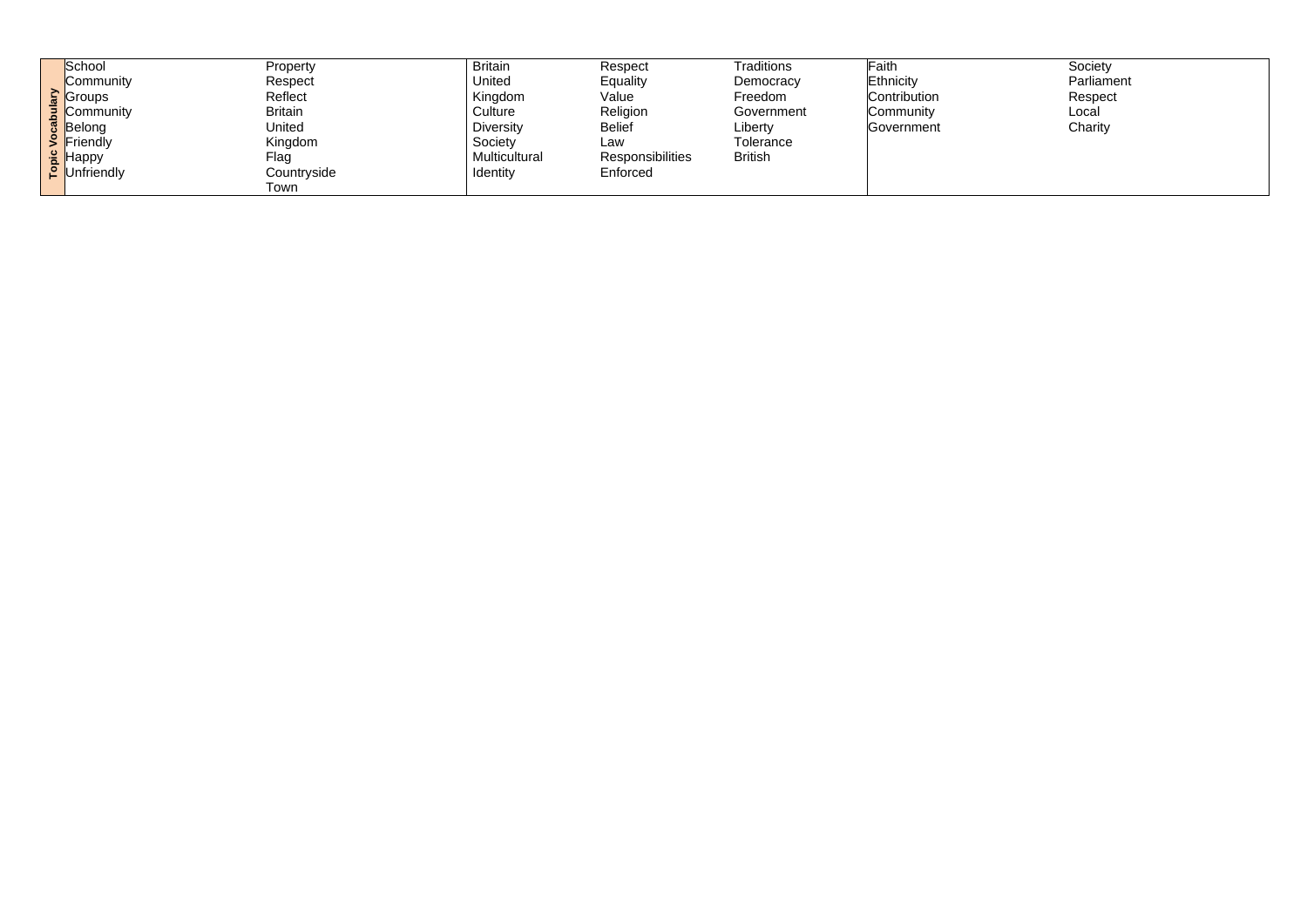| Topic Vocabulary | | | | | | |
|---|---|---|---|---|---|---|
| School<br>Community<br>Groups<br>Community<br>Belong<br>Friendly<br>Happy<br>Unfriendly | Property<br>Respect<br>Reflect<br>Britain<br>United<br>Kingdom<br>Flag<br>Countryside<br>Town | Britain<br>United<br>Kingdom<br>Culture<br>Diversity<br>Society<br>Multicultural<br>Identity | Respect<br>Equality<br>Value<br>Religion<br>Belief<br>Law<br>Responsibilities<br>Enforced | Traditions<br>Democracy<br>Freedom<br>Government<br>Liberty<br>Tolerance<br>British | Faith<br>Ethnicity<br>Contribution<br>Community<br>Government | Society<br>Parliament<br>Respect<br>Local<br>Charity |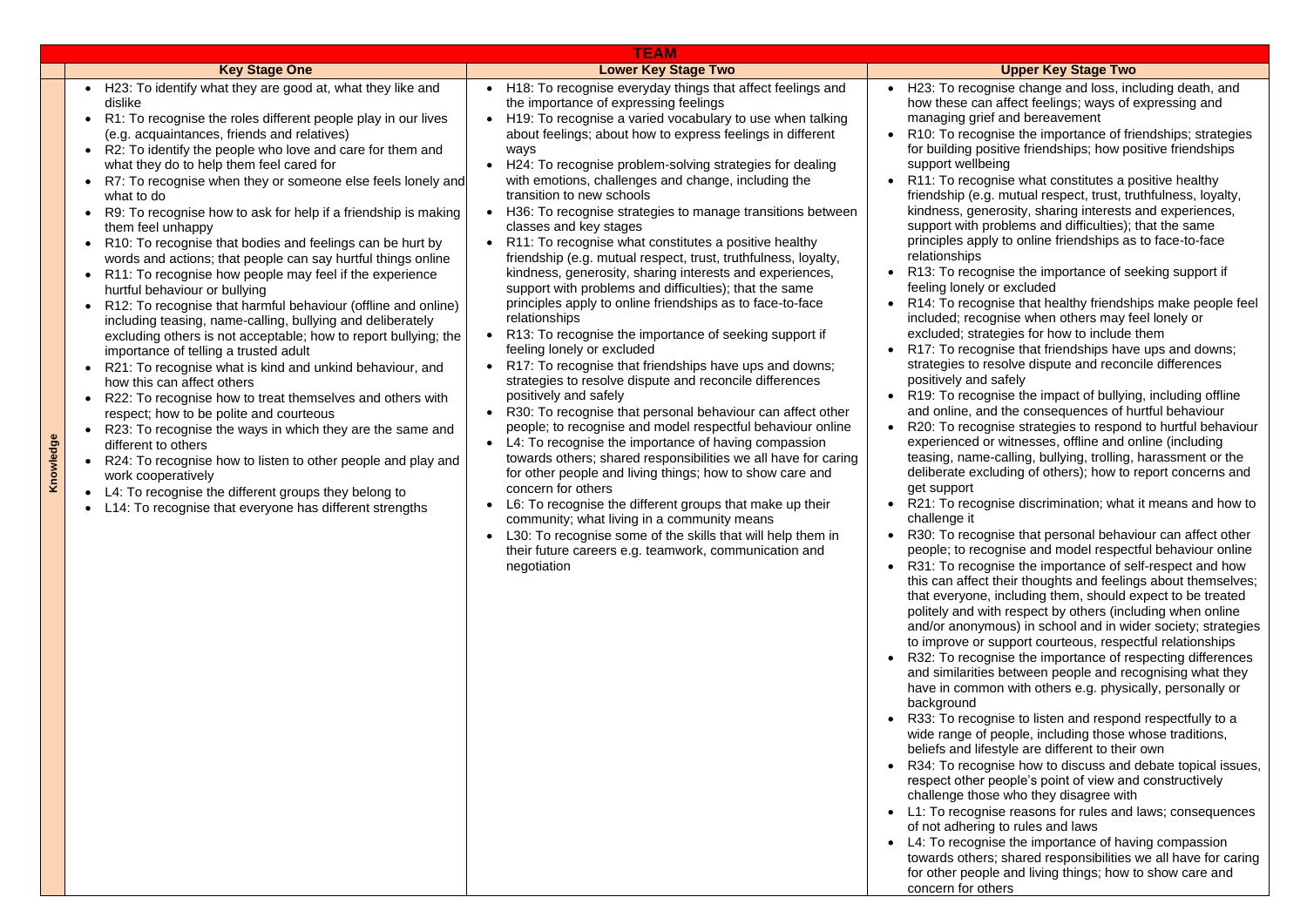| TEAM | | | |
|---|---|---|---|
| | **Key Stage One** | **Lower Key Stage Two** | **Upper Key Stage Two** |
| **Knowledge** | • H23: To identify what they are good at, what they like and dislike<br>• R1: To recognise the roles different people play in our lives (e.g. acquaintances, friends and relatives)<br>• R2: To identify the people who love and care for them and what they do to help them feel cared for<br>• R7: To recognise when they or someone else feels lonely and what to do<br>• R9: To recognise how to ask for help if a friendship is making them feel unhappy<br>• R10: To recognise that bodies and feelings can be hurt by words and actions; that people can say hurtful things online<br>• R11: To recognise how people may feel if the experience hurtful behaviour or bullying<br>• R12: To recognise that harmful behaviour (offline and online) including teasing, name-calling, bullying and deliberately excluding others is not acceptable; how to report bullying; the importance of telling a trusted adult<br>• R21: To recognise what is kind and unkind behaviour, and how this can affect others<br>• R22: To recognise how to treat themselves and others with respect; how to be polite and courteous<br>• R23: To recognise the ways in which they are the same and different to others<br>• R24: To recognise how to listen to other people and play and work cooperatively<br>• L4: To recognise the different groups they belong to<br>• L14: To recognise that everyone has different strengths | • H18: To recognise everyday things that affect feelings and the importance of expressing feelings<br>• H19: To recognise a varied vocabulary to use when talking about feelings; about how to express feelings in different ways<br>• H24: To recognise problem-solving strategies for dealing with emotions, challenges and change, including the transition to new schools<br>• H36: To recognise strategies to manage transitions between classes and key stages<br>• R11: To recognise what constitutes a positive healthy friendship (e.g. mutual respect, trust, truthfulness, loyalty, kindness, generosity, sharing interests and experiences, support with problems and difficulties); that the same principles apply to online friendships as to face-to-face relationships<br>• R13: To recognise the importance of seeking support if feeling lonely or excluded<br>• R17: To recognise that friendships have ups and downs; strategies to resolve dispute and reconcile differences positively and safely<br>• R30: To recognise that personal behaviour can affect other people; to recognise and model respectful behaviour online<br>• L4: To recognise the importance of having compassion towards others; shared responsibilities we all have for caring for other people and living things; how to show care and concern for others<br>• L6: To recognise the different groups that make up their community; what living in a community means<br>• L30: To recognise some of the skills that will help them in their future careers e.g. teamwork, communication and negotiation | • H23: To recognise change and loss, including death, and how these can affect feelings; ways of expressing and managing grief and bereavement<br>• R10: To recognise the importance of friendships; strategies for building positive friendships; how positive friendships support wellbeing<br>• R11: To recognise what constitutes a positive healthy friendship (e.g. mutual respect, trust, truthfulness, loyalty, kindness, generosity, sharing interests and experiences, support with problems and difficulties); that the same principles apply to online friendships as to face-to-face relationships<br>• R13: To recognise the importance of seeking support if feeling lonely or excluded<br>• R14: To recognise that healthy friendships make people feel included; recognise when others may feel lonely or excluded; strategies for how to include them<br>• R17: To recognise that friendships have ups and downs; strategies to resolve dispute and reconcile differences positively and safely<br>• R19: To recognise the impact of bullying, including offline and online, and the consequences of hurtful behaviour<br>• R20: To recognise strategies to respond to hurtful behaviour experienced or witnesses, offline and online (including teasing, name-calling, bullying, trolling, harassment or the deliberate excluding of others); how to report concerns and get support<br>• R21: To recognise discrimination; what it means and how to challenge it<br>• R30: To recognise that personal behaviour can affect other people; to recognise and model respectful behaviour online<br>• R31: To recognise the importance of self-respect and how this can affect their thoughts and feelings about themselves; that everyone, including them, should expect to be treated politely and with respect by others (including when online and/or anonymous) in school and in wider society; strategies to improve or support courteous, respectful relationships<br>• R32: To recognise the importance of respecting differences and similarities between people and recognising what they have in common with others e.g. physically, personally or background<br>• R33: To recognise to listen and respond respectfully to a wide range of people, including those whose traditions, beliefs and lifestyle are different to their own<br>• R34: To recognise how to discuss and debate topical issues, respect other people's point of view and constructively challenge those who they disagree with<br>• L1: To recognise reasons for rules and laws; consequences of not adhering to rules and laws<br>• L4: To recognise the importance of having compassion towards others; shared responsibilities we all have for caring for other people and living things; how to show care and concern for others |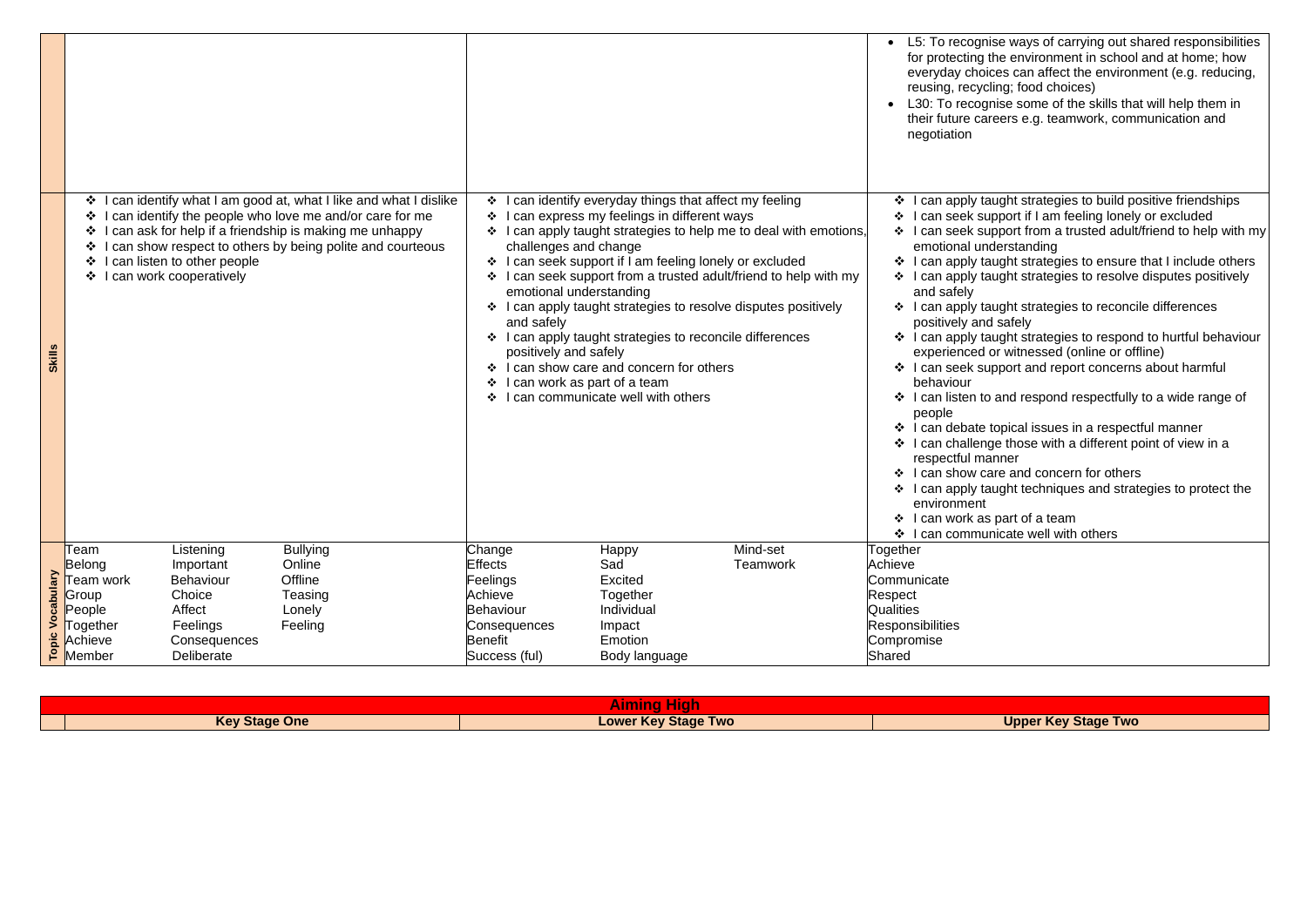| | Key Stage One | Lower Key Stage Two | Upper Key Stage Two |
|---|---|---|---|
| | | | • L5: To recognise ways of carrying out shared responsibilities for protecting the environment in school and at home; how everyday choices can affect the environment (e.g. reducing, reusing, recycling; food choices)<br>• L30: To recognise some of the skills that will help them in their future careers e.g. teamwork, communication and negotiation |
| **Skills** | ❖ I can identify what I am good at, what I like and what I dislike<br>❖ I can identify the people who love me and/or care for me<br>❖ I can ask for help if a friendship is making me unhappy<br>❖ I can show respect to others by being polite and courteous<br>❖ I can listen to other people<br>❖ I can work cooperatively | ❖ I can identify everyday things that affect my feeling<br>❖ I can express my feelings in different ways<br>❖ I can apply taught strategies to help me to deal with emotions, challenges and change<br>❖ I can seek support if I am feeling lonely or excluded<br>❖ I can seek support from a trusted adult/friend to help with my emotional understanding<br>❖ I can apply taught strategies to resolve disputes positively and safely<br>❖ I can apply taught strategies to reconcile differences positively and safely<br>❖ I can show care and concern for others<br>❖ I can work as part of a team<br>❖ I can communicate well with others | ❖ I can apply taught strategies to build positive friendships<br>❖ I can seek support if I am feeling lonely or excluded<br>❖ I can seek support from a trusted adult/friend to help with my emotional understanding<br>❖ I can apply taught strategies to ensure that I include others<br>❖ I can apply taught strategies to resolve disputes positively and safely<br>❖ I can apply taught strategies to reconcile differences positively and safely<br>❖ I can apply taught strategies to respond to hurtful behaviour experienced or witnessed (online or offline)<br>❖ I can seek support and report concerns about harmful behaviour<br>❖ I can listen to and respond respectfully to a wide range of people<br>❖ I can debate topical issues in a respectful manner<br>❖ I can challenge those with a different point of view in a respectful manner<br>❖ I can show care and concern for others<br>❖ I can apply taught techniques and strategies to protect the environment<br>❖ I can work as part of a team<br>❖ I can communicate well with others |
| **Topic Vocabulary** | Team, Belong, Team work, Group, People, Together, Achieve, Member, Listening, Important, Behaviour, Choice, Affect, Feelings, Consequences, Deliberate, Bullying, Online, Offline, Teasing, Lonely, Feeling | Change, Effects, Feelings, Achieve, Behaviour, Consequences, Benefit, Success (ful), Happy, Sad, Excited, Together, Individual, Impact, Emotion, Body language, Mind-set, Teamwork | Together, Achieve, Communicate, Respect, Qualities, Responsibilities, Compromise, Shared |

## Aiming High

| | Key Stage One | Lower Key Stage Two | Upper Key Stage Two |
|---|---|---|---|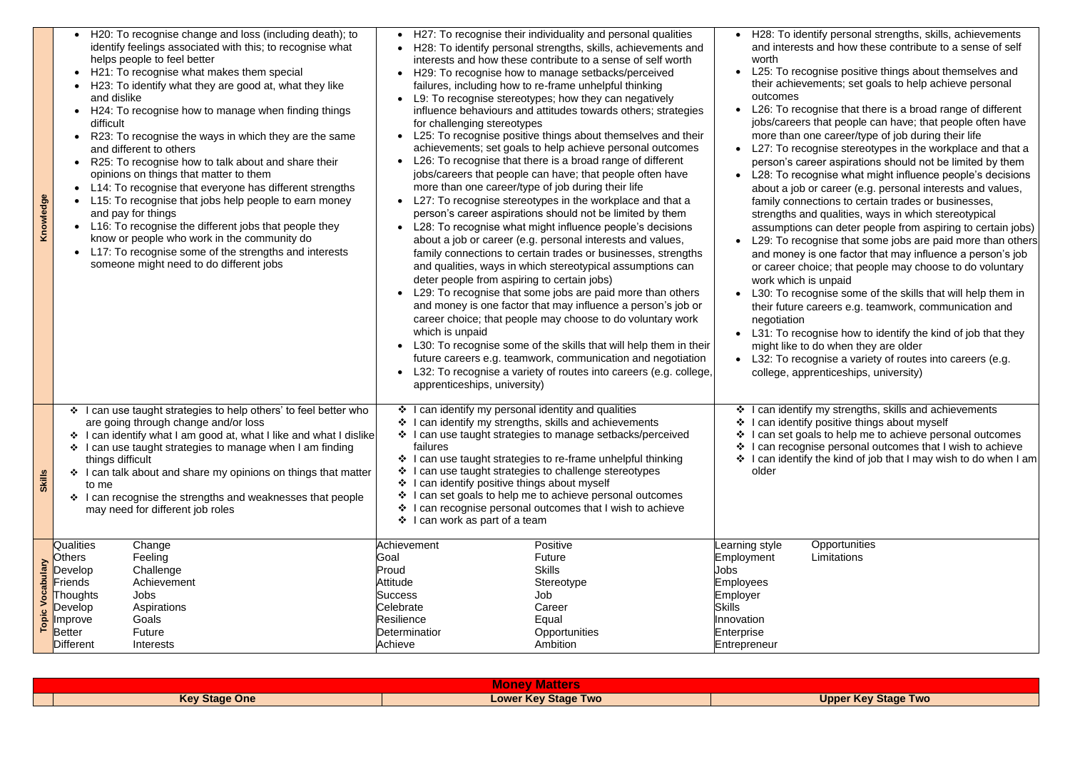| | Key Stage One | Lower Key Stage Two | Upper Key Stage Two |
|---|---|---|---|
| **Knowledge** | • H20: To recognise change and loss (including death); to identify feelings associated with this; to recognise what helps people to feel better<br>• H21: To recognise what makes them special<br>• H23: To identify what they are good at, what they like and dislike<br>• H24: To recognise how to manage when finding things difficult<br>• R23: To recognise the ways in which they are the same and different to others<br>• R25: To recognise how to talk about and share their opinions on things that matter to them<br>• L14: To recognise that everyone has different strengths<br>• L15: To recognise that jobs help people to earn money and pay for things<br>• L16: To recognise the different jobs that people they know or people who work in the community do<br>• L17: To recognise some of the strengths and interests someone might need to do different jobs | • H27: To recognise their individuality and personal qualities<br>• H28: To identify personal strengths, skills, achievements and interests and how these contribute to a sense of self worth<br>• H29: To recognise how to manage setbacks/perceived failures, including how to re-frame unhelpful thinking<br>• L9: To recognise stereotypes; how they can negatively influence behaviours and attitudes towards others; strategies for challenging stereotypes<br>• L25: To recognise positive things about themselves and their achievements; set goals to help achieve personal outcomes<br>• L26: To recognise that there is a broad range of different jobs/careers that people can have; that people often have more than one career/type of job during their life<br>• L27: To recognise stereotypes in the workplace and that a person's career aspirations should not be limited by them<br>• L28: To recognise what might influence people's decisions about a job or career (e.g. personal interests and values, family connections to certain trades or businesses, strengths and qualities, ways in which stereotypical assumptions can deter people from aspiring to certain jobs)<br>• L29: To recognise that some jobs are paid more than others and money is one factor that may influence a person's job or career choice; that people may choose to do voluntary work which is unpaid<br>• L30: To recognise some of the skills that will help them in their future careers e.g. teamwork, communication and negotiation<br>• L32: To recognise a variety of routes into careers (e.g. college, apprenticeships, university) | • H28: To identify personal strengths, skills, achievements and interests and how these contribute to a sense of self worth<br>• L25: To recognise positive things about themselves and their achievements; set goals to help achieve personal outcomes<br>• L26: To recognise that there is a broad range of different jobs/careers that people can have; that people often have more than one career/type of job during their life<br>• L27: To recognise stereotypes in the workplace and that a person's career aspirations should not be limited by them<br>• L28: To recognise what might influence people's decisions about a job or career (e.g. personal interests and values, family connections to certain trades or businesses, strengths and qualities, ways in which stereotypical assumptions can deter people from aspiring to certain jobs)<br>• L29: To recognise that some jobs are paid more than others and money is one factor that may influence a person's job or career choice; that people may choose to do voluntary work which is unpaid<br>• L30: To recognise some of the skills that will help them in their future careers e.g. teamwork, communication and negotiation<br>• L31: To recognise how to identify the kind of job that they might like to do when they are older<br>• L32: To recognise a variety of routes into careers (e.g. college, apprenticeships, university) |
| **Skills** | ❖ I can use taught strategies to help others' to feel better who are going through change and/or loss<br>❖ I can identify what I am good at, what I like and what I dislike<br>❖ I can use taught strategies to manage when I am finding things difficult<br>❖ I can talk about and share my opinions on things that matter to me<br>❖ I can recognise the strengths and weaknesses that people may need for different job roles | ❖ I can identify my personal identity and qualities<br>❖ I can identify my strengths, skills and achievements<br>❖ I can use taught strategies to manage setbacks/perceived failures<br>❖ I can use taught strategies to re-frame unhelpful thinking<br>❖ I can use taught strategies to challenge stereotypes<br>❖ I can identify positive things about myself<br>❖ I can set goals to help me to achieve personal outcomes<br>❖ I can recognise personal outcomes that I wish to achieve<br>❖ I can work as part of a team | ❖ I can identify my strengths, skills and achievements<br>❖ I can identify positive things about myself<br>❖ I can set goals to help me to achieve personal outcomes<br>❖ I can recognise personal outcomes that I wish to achieve<br>❖ I can identify the kind of job that I may wish to do when I am older |
| **Topic Vocabulary** | Qualities, Others, Develop, Friends, Thoughts, Develop, Improve, Better, Different, Change, Feeling, Challenge, Achievement, Jobs, Aspirations, Goals, Future, Interests | Achievement, Goal, Proud, Attitude, Success, Celebrate, Resilience, Determinatior, Achieve, Positive, Future, Skills, Stereotype, Job, Career, Equal, Opportunities, Ambition | Learning style, Employment, Jobs, Employees, Employer, Skills, Innovation, Enterprise, Entrepreneur, Opportunities, Limitations |

| Money Matters | | | |
|---|---|---|---|
| | **Key Stage One** | **Lower Key Stage Two** | **Upper Key Stage Two** |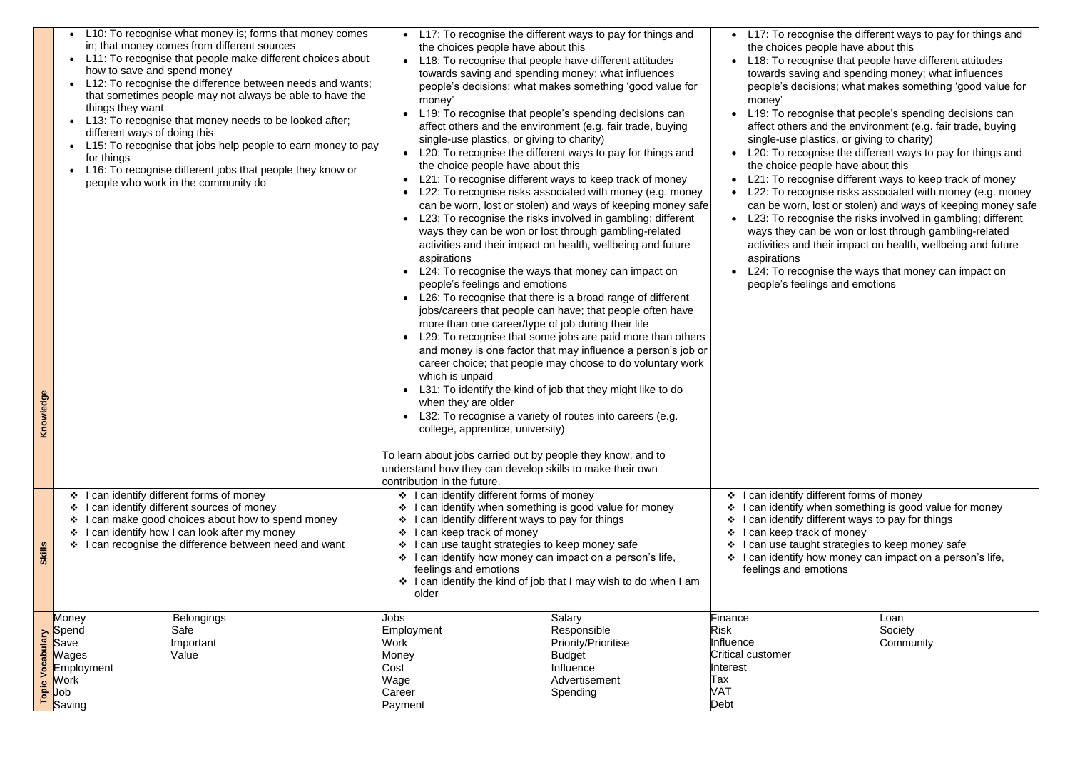| | | | |
|---|---|---|---|
| **Knowledge** | • L10: To recognise what money is; forms that money comes in; that money comes from different sources<br>• L11: To recognise that people make different choices about how to save and spend money<br>• L12: To recognise the difference between needs and wants; that sometimes people may not always be able to have the things they want<br>• L13: To recognise that money needs to be looked after; different ways of doing this<br>• L15: To recognise that jobs help people to earn money to pay for things<br>• L16: To recognise different jobs that people they know or people who work in the community do | • L17: To recognise the different ways to pay for things and the choices people have about this<br>• L18: To recognise that people have different attitudes towards saving and spending money; what influences people's decisions; what makes something 'good value for money'<br>• L19: To recognise that people's spending decisions can affect others and the environment (e.g. fair trade, buying single-use plastics, or giving to charity)<br>• L20: To recognise the different ways to pay for things and the choice people have about this<br>• L21: To recognise different ways to keep track of money<br>• L22: To recognise risks associated with money (e.g. money can be worn, lost or stolen) and ways of keeping money safe<br>• L23: To recognise the risks involved in gambling; different ways they can be won or lost through gambling-related activities and their impact on health, wellbeing and future aspirations<br>• L24: To recognise the ways that money can impact on people's feelings and emotions<br>• L26: To recognise that there is a broad range of different jobs/careers that people can have; that people often have more than one career/type of job during their life<br>• L29: To recognise that some jobs are paid more than others and money is one factor that may influence a person's job or career choice; that people may choose to do voluntary work which is unpaid<br>• L31: To identify the kind of job that they might like to do when they are older<br>• L32: To recognise a variety of routes into careers (e.g. college, apprentice, university)<br><br>To learn about jobs carried out by people they know, and to understand how they can develop skills to make their own contribution in the future. | • L17: To recognise the different ways to pay for things and the choices people have about this<br>• L18: To recognise that people have different attitudes towards saving and spending money; what influences people's decisions; what makes something 'good value for money'<br>• L19: To recognise that people's spending decisions can affect others and the environment (e.g. fair trade, buying single-use plastics, or giving to charity)<br>• L20: To recognise the different ways to pay for things and the choice people have about this<br>• L21: To recognise different ways to keep track of money<br>• L22: To recognise risks associated with money (e.g. money can be worn, lost or stolen) and ways of keeping money safe<br>• L23: To recognise the risks involved in gambling; different ways they can be won or lost through gambling-related activities and their impact on health, wellbeing and future aspirations<br>• L24: To recognise the ways that money can impact on people's feelings and emotions |
| **Skills** | ❖ I can identify different forms of money<br>❖ I can identify different sources of money<br>❖ I can make good choices about how to spend money<br>❖ I can identify how I can look after my money<br>❖ I can recognise the difference between need and want | ❖ I can identify different forms of money<br>❖ I can identify when something is good value for money<br>❖ I can identify different ways to pay for things<br>❖ I can keep track of money<br>❖ I can use taught strategies to keep money safe<br>❖ I can identify how money can impact on a person's life, feelings and emotions<br>❖ I can identify the kind of job that I may wish to do when I am older | ❖ I can identify different forms of money<br>❖ I can identify when something is good value for money<br>❖ I can identify different ways to pay for things<br>❖ I can keep track of money<br>❖ I can use taught strategies to keep money safe<br>❖ I can identify how money can impact on a person's life, feelings and emotions |
| **Topic Vocabulary** | Money, Spend, Save, Wages, Employment, Work, Job, Saving, Belongings, Safe, Important, Value | Jobs, Employment, Work, Money, Cost, Wage, Career, Payment, Salary, Responsible, Priority/Prioritise, Budget, Influence, Advertisement, Spending | Finance, Risk, Influence, Critical customer, Interest, Tax, VAT, Debt, Loan, Society, Community |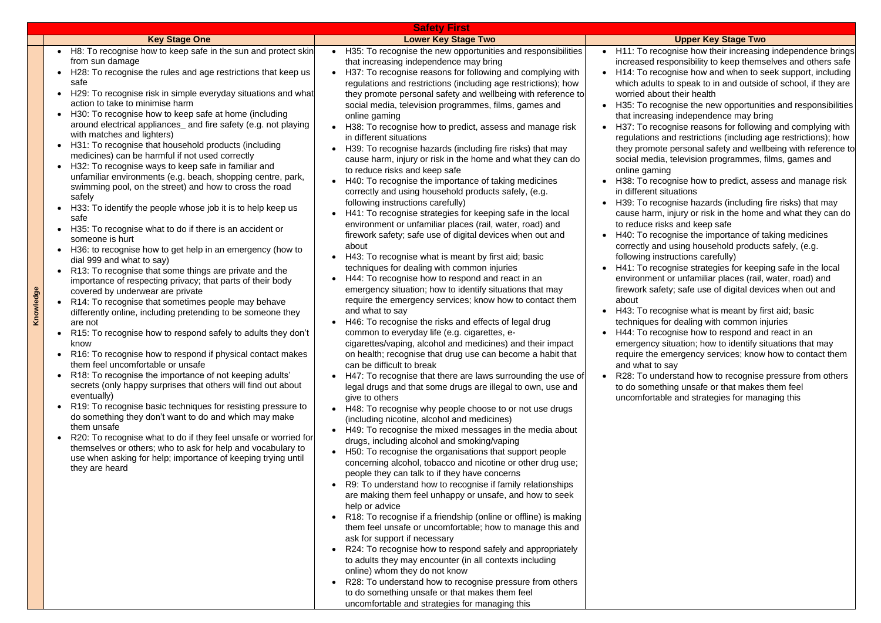| | Safety First | | |
|---|---|---|---|
| | **Key Stage One** | **Lower Key Stage Two** | **Upper Key Stage Two** |
| **Knowledge** | • H8: To recognise how to keep safe in the sun and protect skin from sun damage<br>• H28: To recognise the rules and age restrictions that keep us safe<br>• H29: To recognise risk in simple everyday situations and what action to take to minimise harm<br>• H30: To recognise how to keep safe at home (including around electrical appliances_ and fire safety (e.g. not playing with matches and lighters)<br>• H31: To recognise that household products (including medicines) can be harmful if not used correctly<br>• H32: To recognise ways to keep safe in familiar and unfamiliar environments (e.g. beach, shopping centre, park, swimming pool, on the street) and how to cross the road safely<br>• H33: To identify the people whose job it is to help keep us safe<br>• H35: To recognise what to do if there is an accident or someone is hurt<br>• H36: to recognise how to get help in an emergency (how to dial 999 and what to say)<br>• R13: To recognise that some things are private and the importance of respecting privacy; that parts of their body covered by underwear are private<br>• R14: To recognise that sometimes people may behave differently online, including pretending to be someone they are not<br>• R15: To recognise how to respond safely to adults they don't know<br>• R16: To recognise how to respond if physical contact makes them feel uncomfortable or unsafe<br>• R18: To recognise the importance of not keeping adults' secrets (only happy surprises that others will find out about eventually)<br>• R19: To recognise basic techniques for resisting pressure to do something they don't want to do and which may make them unsafe<br>• R20: To recognise what to do if they feel unsafe or worried for themselves or others; who to ask for help and vocabulary to use when asking for help; importance of keeping trying until they are heard | • H35: To recognise the new opportunities and responsibilities that increasing independence may bring<br>• H37: To recognise reasons for following and complying with regulations and restrictions (including age restrictions); how they promote personal safety and wellbeing with reference to social media, television programmes, films, games and online gaming<br>• H38: To recognise how to predict, assess and manage risk in different situations<br>• H39: To recognise hazards (including fire risks) that may cause harm, injury or risk in the home and what they can do to reduce risks and keep safe<br>• H40: To recognise the importance of taking medicines correctly and using household products safely, (e.g. following instructions carefully)<br>• H41: To recognise strategies for keeping safe in the local environment or unfamiliar places (rail, water, road) and firework safety; safe use of digital devices when out and about<br>• H43: To recognise what is meant by first aid; basic techniques for dealing with common injuries<br>• H44: To recognise how to respond and react in an emergency situation; how to identify situations that may require the emergency services; know how to contact them and what to say<br>• H46: To recognise the risks and effects of legal drug common to everyday life (e.g. cigarettes, e-cigarettes/vaping, alcohol and medicines) and their impact on health; recognise that drug use can become a habit that can be difficult to break<br>• H47: To recognise that there are laws surrounding the use of legal drugs and that some drugs are illegal to own, use and give to others<br>• H48: To recognise why people choose to or not use drugs (including nicotine, alcohol and medicines)<br>• H49: To recognise the mixed messages in the media about drugs, including alcohol and smoking/vaping<br>• H50: To recognise the organisations that support people concerning alcohol, tobacco and nicotine or other drug use; people they can talk to if they have concerns<br>• R9: To understand how to recognise if family relationships are making them feel unhappy or unsafe, and how to seek help or advice<br>• R18: To recognise if a friendship (online or offline) is making them feel unsafe or uncomfortable; how to manage this and ask for support if necessary<br>• R24: To recognise how to respond safely and appropriately to adults they may encounter (in all contexts including online) whom they do not know<br>• R28: To understand how to recognise pressure from others to do something unsafe or that makes them feel uncomfortable and strategies for managing this | • H11: To recognise how their increasing independence brings increased responsibility to keep themselves and others safe<br>• H14: To recognise how and when to seek support, including which adults to speak to in and outside of school, if they are worried about their health<br>• H35: To recognise the new opportunities and responsibilities that increasing independence may bring<br>• H37: To recognise reasons for following and complying with regulations and restrictions (including age restrictions); how they promote personal safety and wellbeing with reference to social media, television programmes, films, games and online gaming<br>• H38: To recognise how to predict, assess and manage risk in different situations<br>• H39: To recognise hazards (including fire risks) that may cause harm, injury or risk in the home and what they can do to reduce risks and keep safe<br>• H40: To recognise the importance of taking medicines correctly and using household products safely, (e.g. following instructions carefully)<br>• H41: To recognise strategies for keeping safe in the local environment or unfamiliar places (rail, water, road) and firework safety; safe use of digital devices when out and about<br>• H43: To recognise what is meant by first aid; basic techniques for dealing with common injuries<br>• H44: To recognise how to respond and react in an emergency situation; how to identify situations that may require the emergency services; know how to contact them and what to say<br>• R28: To understand how to recognise pressure from others to do something unsafe or that makes them feel uncomfortable and strategies for managing this |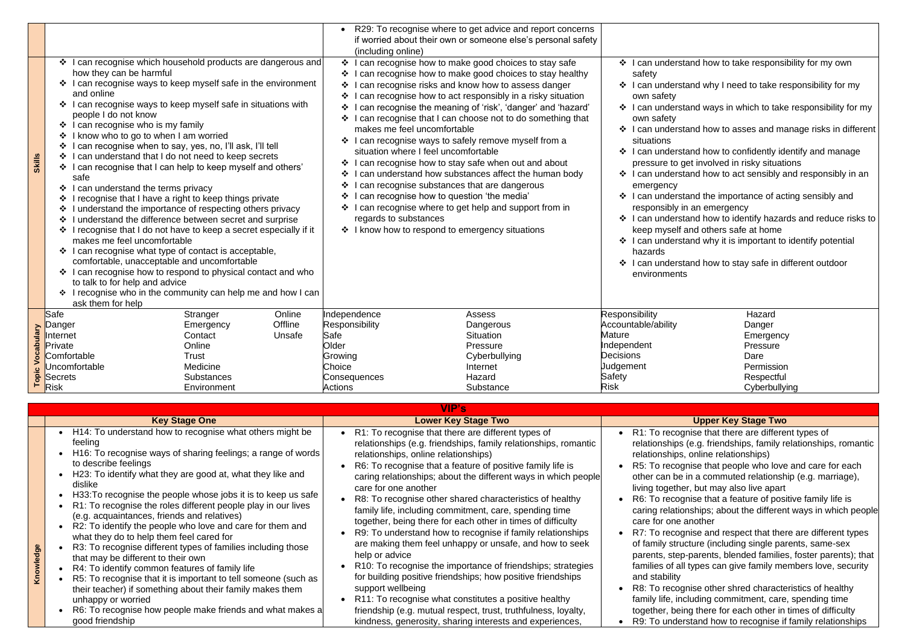| | Key Stage One | Lower Key Stage Two | Upper Key Stage Two |
|---|---|---|---|
| | | • R29: To recognise where to get advice and report concerns if worried about their own or someone else's personal safety (including online) | |
| **Skills** | ❖ I can recognise which household products are dangerous and how they can be harmful<br>❖ I can recognise ways to keep myself safe in the environment and online<br>❖ I can recognise ways to keep myself safe in situations with people I do not know<br>❖ I can recognise who is my family<br>❖ I know who to go to when I am worried<br>❖ I can recognise when to say, yes, no, I'll ask, I'll tell<br>❖ I can understand that I do not need to keep secrets<br>❖ I can recognise that I can help to keep myself and others' safe<br>❖ I can understand the terms privacy<br>❖ I recognise that I have a right to keep things private<br>❖ I understand the importance of respecting others privacy<br>❖ I understand the difference between secret and surprise<br>❖ I recognise that I do not have to keep a secret especially if it makes me feel uncomfortable<br>❖ I can recognise what type of contact is acceptable, comfortable, unacceptable and uncomfortable<br>❖ I can recognise how to respond to physical contact and who to talk to for help and advice<br>❖ I recognise who in the community can help me and how I can ask them for help | ❖ I can recognise how to make good choices to stay safe<br>❖ I can recognise how to make good choices to stay healthy<br>❖ I can recognise risks and know how to assess danger<br>❖ I can recognise how to act responsibly in a risky situation<br>❖ I can recognise the meaning of 'risk', 'danger' and 'hazard'<br>❖ I can recognise that I can choose not to do something that makes me feel uncomfortable<br>❖ I can recognise ways to safely remove myself from a situation where I feel uncomfortable<br>❖ I can recognise how to stay safe when out and about<br>❖ I can understand how substances affect the human body<br>❖ I can recognise substances that are dangerous<br>❖ I can recognise how to question 'the media'<br>❖ I can recognise where to get help and support from in regards to substances<br>❖ I know how to respond to emergency situations | ❖ I can understand how to take responsibility for my own safety<br>❖ I can understand why I need to take responsibility for my own safety<br>❖ I can understand ways in which to take responsibility for my own safety<br>❖ I can understand how to asses and manage risks in different situations<br>❖ I can understand how to confidently identify and manage pressure to get involved in risky situations<br>❖ I can understand how to act sensibly and responsibly in an emergency<br>❖ I can understand the importance of acting sensibly and responsibly in an emergency<br>❖ I can understand how to identify hazards and reduce risks to keep myself and others safe at home<br>❖ I can understand why it is important to identify potential hazards<br>❖ I can understand how to stay safe in different outdoor environments |
| **Topic Vocabulary** | Safe, Danger, Internet, Private, Comfortable, Uncomfortable, Secrets, Risk, Stranger, Emergency, Contact, Online, Trust, Medicine, Substances, Environment, Online, Offline, Unsafe | Independence, Responsibility, Safe, Older, Growing, Choice, Consequences, Actions, Assess, Dangerous, Situation, Pressure, Cyberbullying, Internet, Hazard, Substance | Responsibility, Accountable/ability, Mature, Independent, Decisions, Judgement, Safety, Risk, Hazard, Danger, Emergency, Pressure, Dare, Permission, Respectful, Cyberbullying |

## VIP's

| | Key Stage One | Lower Key Stage Two | Upper Key Stage Two |
|---|---|---|---|
| **Knowledge** | • H14: To understand how to recognise what others might be feeling<br>• H16: To recognise ways of sharing feelings; a range of words to describe feelings<br>• H23: To identify what they are good at, what they like and dislike<br>• H33:To recognise the people whose jobs it is to keep us safe<br>• R1: To recognise the roles different people play in our lives (e.g. acquaintances, friends and relatives)<br>• R2: To identify the people who love and care for them and what they do to help them feel cared for<br>• R3: To recognise different types of families including those that may be different to their own<br>• R4: To identify common features of family life<br>• R5: To recognise that it is important to tell someone (such as their teacher) if something about their family makes them unhappy or worried<br>• R6: To recognise how people make friends and what makes a good friendship | • R1: To recognise that there are different types of relationships (e.g. friendships, family relationships, romantic relationships, online relationships)<br>• R6: To recognise that a feature of positive family life is caring relationships; about the different ways in which people care for one another<br>• R8: To recognise other shared characteristics of healthy family life, including commitment, care, spending time together, being there for each other in times of difficulty<br>• R9: To understand how to recognise if family relationships are making them feel unhappy or unsafe, and how to seek help or advice<br>• R10: To recognise the importance of friendships; strategies for building positive friendships; how positive friendships support wellbeing<br>• R11: To recognise what constitutes a positive healthy friendship (e.g. mutual respect, trust, truthfulness, loyalty, kindness, generosity, sharing interests and experiences, | • R1: To recognise that there are different types of relationships (e.g. friendships, family relationships, romantic relationships, online relationships)<br>• R5: To recognise that people who love and care for each other can be in a commuted relationship (e.g. marriage), living together, but may also live apart<br>• R6: To recognise that a feature of positive family life is caring relationships; about the different ways in which people care for one another<br>• R7: To recognise and respect that there are different types of family structure (including single parents, same-sex parents, step-parents, blended families, foster parents); that families of all types can give family members love, security and stability<br>• R8: To recognise other shred characteristics of healthy family life, including commitment, care, spending time together, being there for each other in times of difficulty<br>• R9: To understand how to recognise if family relationships |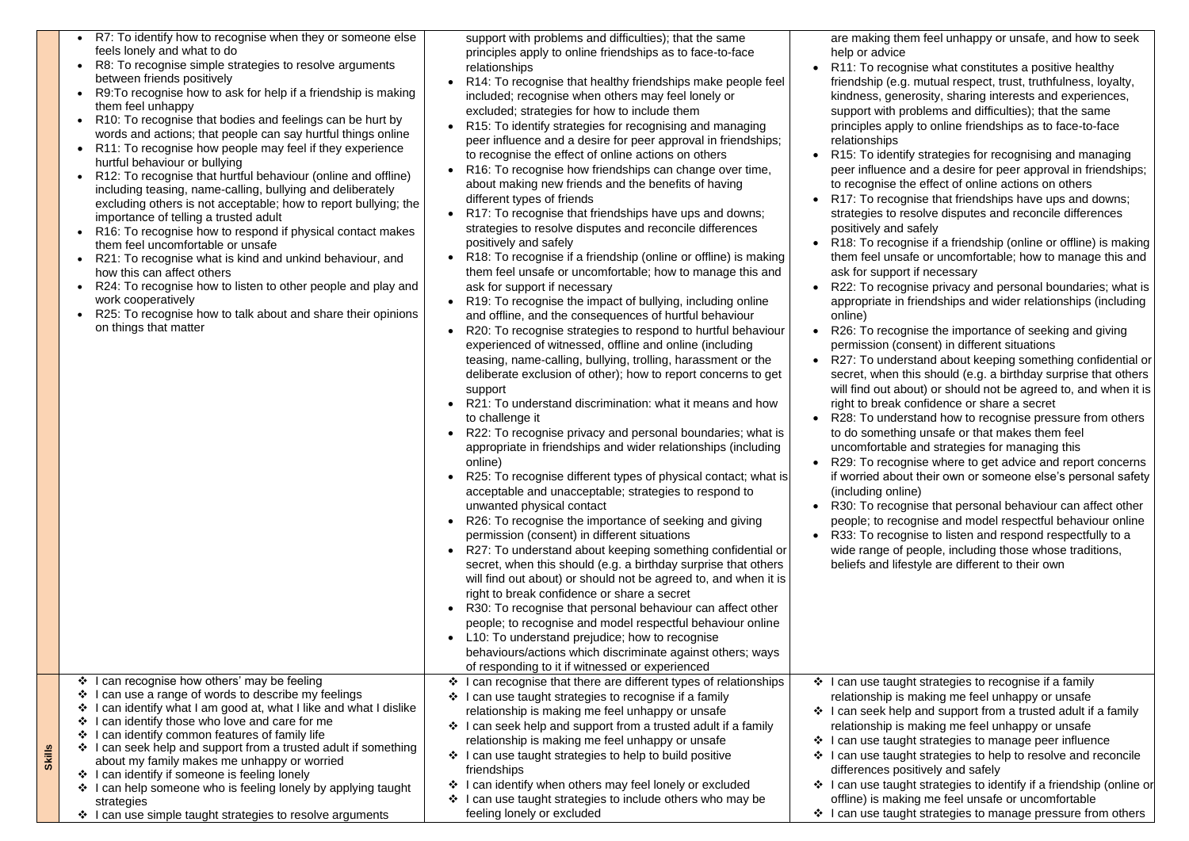| | | | |
|---|---|---|---|
| | • R7: To identify how to recognise when they or someone else feels lonely and what to do<br>• R8: To recognise simple strategies to resolve arguments between friends positively<br>• R9:To recognise how to ask for help if a friendship is making them feel unhappy<br>• R10: To recognise that bodies and feelings can be hurt by words and actions; that people can say hurtful things online<br>• R11: To recognise how people may feel if they experience hurtful behaviour or bullying<br>• R12: To recognise that hurtful behaviour (online and offline) including teasing, name-calling, bullying and deliberately excluding others is not acceptable; how to report bullying; the importance of telling a trusted adult<br>• R16: To recognise how to respond if physical contact makes them feel uncomfortable or unsafe<br>• R21: To recognise what is kind and unkind behaviour, and how this can affect others<br>• R24: To recognise how to listen to other people and play and work cooperatively<br>• R25: To recognise how to talk about and share their opinions on things that matter | support with problems and difficulties); that the same principles apply to online friendships as to face-to-face relationships<br>• R14: To recognise that healthy friendships make people feel included; recognise when others may feel lonely or excluded; strategies for how to include them<br>• R15: To identify strategies for recognising and managing peer influence and a desire for peer approval in friendships; to recognise the effect of online actions on others<br>• R16: To recognise how friendships can change over time, about making new friends and the benefits of having different types of friends<br>• R17: To recognise that friendships have ups and downs; strategies to resolve disputes and reconcile differences positively and safely<br>• R18: To recognise if a friendship (online or offline) is making them feel unsafe or uncomfortable; how to manage this and ask for support if necessary<br>• R19: To recognise the impact of bullying, including online and offline, and the consequences of hurtful behaviour<br>• R20: To recognise strategies to respond to hurtful behaviour experienced of witnessed, offline and online (including teasing, name-calling, bullying, trolling, harassment or the deliberate exclusion of other); how to report concerns to get support<br>• R21: To understand discrimination: what it means and how to challenge it<br>• R22: To recognise privacy and personal boundaries; what is appropriate in friendships and wider relationships (including online)<br>• R25: To recognise different types of physical contact; what is acceptable and unacceptable; strategies to respond to unwanted physical contact<br>• R26: To recognise the importance of seeking and giving permission (consent) in different situations<br>• R27: To understand about keeping something confidential or secret, when this should (e.g. a birthday surprise that others will find out about) or should not be agreed to, and when it is right to break confidence or share a secret<br>• R30: To recognise that personal behaviour can affect other people; to recognise and model respectful behaviour online<br>• L10: To understand prejudice; how to recognise behaviours/actions which discriminate against others; ways of responding to it if witnessed or experienced | are making them feel unhappy or unsafe, and how to seek help or advice<br>• R11: To recognise what constitutes a positive healthy friendship (e.g. mutual respect, trust, truthfulness, loyalty, kindness, generosity, sharing interests and experiences, support with problems and difficulties); that the same principles apply to online friendships as to face-to-face relationships<br>• R15: To identify strategies for recognising and managing peer influence and a desire for peer approval in friendships; to recognise the effect of online actions on others<br>• R17: To recognise that friendships have ups and downs; strategies to resolve disputes and reconcile differences positively and safely<br>• R18: To recognise if a friendship (online or offline) is making them feel unsafe or uncomfortable; how to manage this and ask for support if necessary<br>• R22: To recognise privacy and personal boundaries; what is appropriate in friendships and wider relationships (including online)<br>• R26: To recognise the importance of seeking and giving permission (consent) in different situations<br>• R27: To understand about keeping something confidential or secret, when this should (e.g. a birthday surprise that others will find out about) or should not be agreed to, and when it is right to break confidence or share a secret<br>• R28: To understand how to recognise pressure from others to do something unsafe or that makes them feel uncomfortable and strategies for managing this<br>• R29: To recognise where to get advice and report concerns if worried about their own or someone else's personal safety (including online)<br>• R30: To recognise that personal behaviour can affect other people; to recognise and model respectful behaviour online<br>• R33: To recognise to listen and respond respectfully to a wide range of people, including those whose traditions, beliefs and lifestyle are different to their own |
| **Skills** | ❖ I can recognise how others' may be feeling<br>❖ I can use a range of words to describe my feelings<br>❖ I can identify what I am good at, what I like and what I dislike<br>❖ I can identify those who love and care for me<br>❖ I can identify common features of family life<br>❖ I can seek help and support from a trusted adult if something about my family makes me unhappy or worried<br>❖ I can identify if someone is feeling lonely<br>❖ I can help someone who is feeling lonely by applying taught strategies<br>❖ I can use simple taught strategies to resolve arguments | ❖ I can recognise that there are different types of relationships<br>❖ I can use taught strategies to recognise if a family relationship is making me feel unhappy or unsafe<br>❖ I can seek help and support from a trusted adult if a family relationship is making me feel unhappy or unsafe<br>❖ I can use taught strategies to help to build positive friendships<br>❖ I can identify when others may feel lonely or excluded<br>❖ I can use taught strategies to include others who may be feeling lonely or excluded | ❖ I can use taught strategies to recognise if a family relationship is making me feel unhappy or unsafe<br>❖ I can seek help and support from a trusted adult if a family relationship is making me feel unhappy or unsafe<br>❖ I can use taught strategies to manage peer influence<br>❖ I can use taught strategies to help to resolve and reconcile differences positively and safely<br>❖ I can use taught strategies to identify if a friendship (online or offline) is making me feel unsafe or uncomfortable<br>❖ I can use taught strategies to manage pressure from others |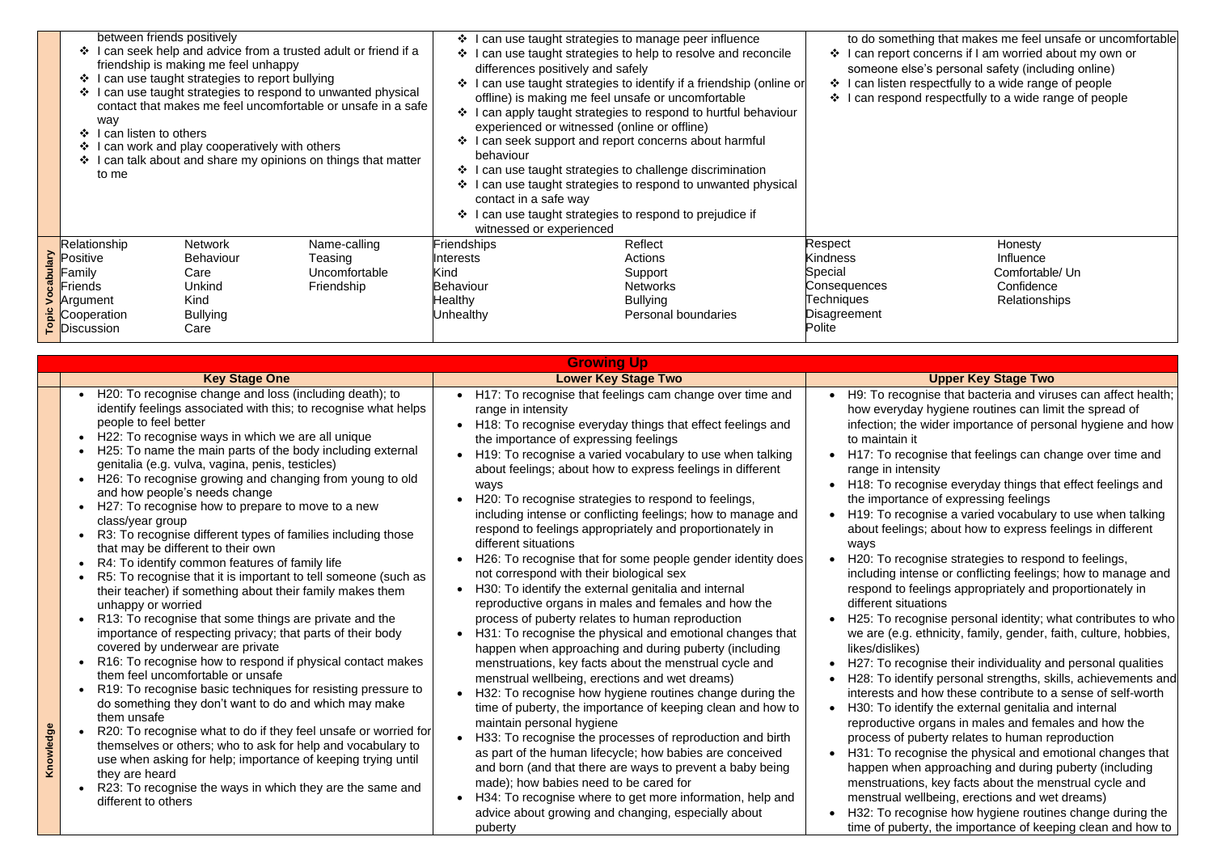| | | | |
|---|---|---|---|
| | between friends positively<br>❖ I can seek help and advice from a trusted adult or friend if a friendship is making me feel unhappy<br>❖ I can use taught strategies to report bullying<br>❖ I can use taught strategies to respond to unwanted physical contact that makes me feel uncomfortable or unsafe in a safe way<br>❖ I can listen to others<br>❖ I can work and play cooperatively with others<br>❖ I can talk about and share my opinions on things that matter to me | ❖ I can use taught strategies to manage peer influence<br>❖ I can use taught strategies to help to resolve and reconcile differences positively and safely<br>❖ I can use taught strategies to identify if a friendship (online or offline) is making me feel unsafe or uncomfortable<br>❖ I can apply taught strategies to respond to hurtful behaviour experienced or witnessed (online or offline)<br>❖ I can seek support and report concerns about harmful behaviour<br>❖ I can use taught strategies to challenge discrimination<br>❖ I can use taught strategies to respond to unwanted physical contact in a safe way<br>❖ I can use taught strategies to respond to prejudice if witnessed or experienced | to do something that makes me feel unsafe or uncomfortable<br>❖ I can report concerns if I am worried about my own or someone else's personal safety (including online)<br>❖ I can listen respectfully to a wide range of people<br>❖ I can respond respectfully to a wide range of people |
| **Topic Vocabulary** | Relationship, Positive, Family, Friends, Argument, Cooperation, Discussion, Network, Behaviour, Care, Unkind, Kind, Bullying, Care, Name-calling, Teasing, Uncomfortable, Friendship | Friendships, Interests, Kind, Behaviour, Healthy, Unhealthy, Reflect, Actions, Support, Networks, Bullying, Personal boundaries | Respect, Kindness, Special, Consequences, Techniques, Disagreement, Polite, Honesty, Influence, Comfortable/ Un, Confidence, Relationships |

## Growing Up

| | Key Stage One | Lower Key Stage Two | Upper Key Stage Two |
|---|---|---|---|
| **Knowledge** | • H20: To recognise change and loss (including death); to identify feelings associated with this; to recognise what helps people to feel better<br>• H22: To recognise ways in which we are all unique<br>• H25: To name the main parts of the body including external genitalia (e.g. vulva, vagina, penis, testicles)<br>• H26: To recognise growing and changing from young to old and how people's needs change<br>• H27: To recognise how to prepare to move to a new class/year group<br>• R3: To recognise different types of families including those that may be different to their own<br>• R4: To identify common features of family life<br>• R5: To recognise that it is important to tell someone (such as their teacher) if something about their family makes them unhappy or worried<br>• R13: To recognise that some things are private and the importance of respecting privacy; that parts of their body covered by underwear are private<br>• R16: To recognise how to respond if physical contact makes them feel uncomfortable or unsafe<br>• R19: To recognise basic techniques for resisting pressure to do something they don't want to do and which may make them unsafe<br>• R20: To recognise what to do if they feel unsafe or worried for themselves or others; who to ask for help and vocabulary to use when asking for help; importance of keeping trying until they are heard<br>• R23: To recognise the ways in which they are the same and different to others | • H17: To recognise that feelings cam change over time and range in intensity<br>• H18: To recognise everyday things that effect feelings and the importance of expressing feelings<br>• H19: To recognise a varied vocabulary to use when talking about feelings; about how to express feelings in different ways<br>• H20: To recognise strategies to respond to feelings, including intense or conflicting feelings; how to manage and respond to feelings appropriately and proportionately in different situations<br>• H26: To recognise that for some people gender identity does not correspond with their biological sex<br>• H30: To identify the external genitalia and internal reproductive organs in males and females and how the process of puberty relates to human reproduction<br>• H31: To recognise the physical and emotional changes that happen when approaching and during puberty (including menstruations, key facts about the menstrual cycle and menstrual wellbeing, erections and wet dreams)<br>• H32: To recognise how hygiene routines change during the time of puberty, the importance of keeping clean and how to maintain personal hygiene<br>• H33: To recognise the processes of reproduction and birth as part of the human lifecycle; how babies are conceived and born (and that there are ways to prevent a baby being made); how babies need to be cared for<br>• H34: To recognise where to get more information, help and advice about growing and changing, especially about puberty | • H9: To recognise that bacteria and viruses can affect health; how everyday hygiene routines can limit the spread of infection; the wider importance of personal hygiene and how to maintain it<br>• H17: To recognise that feelings can change over time and range in intensity<br>• H18: To recognise everyday things that effect feelings and the importance of expressing feelings<br>• H19: To recognise a varied vocabulary to use when talking about feelings; about how to express feelings in different ways<br>• H20: To recognise strategies to respond to feelings, including intense or conflicting feelings; how to manage and respond to feelings appropriately and proportionately in different situations<br>• H25: To recognise personal identity; what contributes to who we are (e.g. ethnicity, family, gender, faith, culture, hobbies, likes/dislikes)<br>• H27: To recognise their individuality and personal qualities<br>• H28: To identify personal strengths, skills, achievements and interests and how these contribute to a sense of self-worth<br>• H30: To identify the external genitalia and internal reproductive organs in males and females and how the process of puberty relates to human reproduction<br>• H31: To recognise the physical and emotional changes that happen when approaching and during puberty (including menstruations, key facts about the menstrual cycle and menstrual wellbeing, erections and wet dreams)<br>• H32: To recognise how hygiene routines change during the time of puberty, the importance of keeping clean and how to |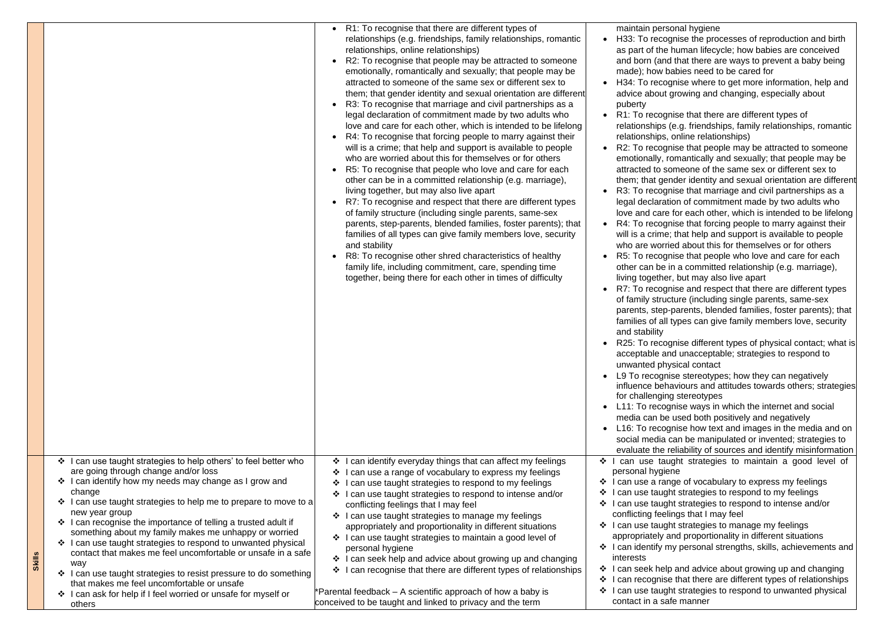| | | | |
|---|---|---|---|
| | | • R1: To recognise that there are different types of relationships (e.g. friendships, family relationships, romantic relationships, online relationships)<br>• R2: To recognise that people may be attracted to someone emotionally, romantically and sexually; that people may be attracted to someone of the same sex or different sex to them; that gender identity and sexual orientation are different<br>• R3: To recognise that marriage and civil partnerships as a legal declaration of commitment made by two adults who love and care for each other, which is intended to be lifelong<br>• R4: To recognise that forcing people to marry against their will is a crime; that help and support is available to people who are worried about this for themselves or for others<br>• R5: To recognise that people who love and care for each other can be in a committed relationship (e.g. marriage), living together, but may also live apart<br>• R7: To recognise and respect that there are different types of family structure (including single parents, same-sex parents, step-parents, blended families, foster parents); that families of all types can give family members love, security and stability<br>• R8: To recognise other shred characteristics of healthy family life, including commitment, care, spending time together, being there for each other in times of difficulty | maintain personal hygiene<br>• H33: To recognise the processes of reproduction and birth as part of the human lifecycle; how babies are conceived and born (and that there are ways to prevent a baby being made); how babies need to be cared for<br>• H34: To recognise where to get more information, help and advice about growing and changing, especially about puberty<br>• R1: To recognise that there are different types of relationships (e.g. friendships, family relationships, romantic relationships, online relationships)<br>• R2: To recognise that people may be attracted to someone emotionally, romantically and sexually; that people may be attracted to someone of the same sex or different sex to them; that gender identity and sexual orientation are different<br>• R3: To recognise that marriage and civil partnerships as a legal declaration of commitment made by two adults who love and care for each other, which is intended to be lifelong<br>• R4: To recognise that forcing people to marry against their will is a crime; that help and support is available to people who are worried about this for themselves or for others<br>• R5: To recognise that people who love and care for each other can be in a committed relationship (e.g. marriage), living together, but may also live apart<br>• R7: To recognise and respect that there are different types of family structure (including single parents, same-sex parents, step-parents, blended families, foster parents); that families of all types can give family members love, security and stability<br>• R25: To recognise different types of physical contact; what is acceptable and unacceptable; strategies to respond to unwanted physical contact<br>• L9 To recognise stereotypes; how they can negatively influence behaviours and attitudes towards others; strategies for challenging stereotypes<br>• L11: To recognise ways in which the internet and social media can be used both positively and negatively<br>• L16: To recognise how text and images in the media and on social media can be manipulated or invented; strategies to evaluate the reliability of sources and identify misinformation |
| **Skills** | ❖ I can use taught strategies to help others' to feel better who are going through change and/or loss<br>❖ I can identify how my needs may change as I grow and change<br>❖ I can use taught strategies to help me to prepare to move to a new year group<br>❖ I can recognise the importance of telling a trusted adult if something about my family makes me unhappy or worried<br>❖ I can use taught strategies to respond to unwanted physical contact that makes me feel uncomfortable or unsafe in a safe way<br>❖ I can use taught strategies to resist pressure to do something that makes me feel uncomfortable or unsafe<br>❖ I can ask for help if I feel worried or unsafe for myself or others | ❖ I can identify everyday things that can affect my feelings<br>❖ I can use a range of vocabulary to express my feelings<br>❖ I can use taught strategies to respond to my feelings<br>❖ I can use taught strategies to respond to intense and/or conflicting feelings that I may feel<br>❖ I can use taught strategies to manage my feelings appropriately and proportionality in different situations<br>❖ I can use taught strategies to maintain a good level of personal hygiene<br>❖ I can seek help and advice about growing up and changing<br>❖ I can recognise that there are different types of relationships<br><br>*Parental feedback – A scientific approach of how a baby is conceived to be taught and linked to privacy and the term | ❖ I can use taught strategies to maintain a good level of personal hygiene<br>❖ I can use a range of vocabulary to express my feelings<br>❖ I can use taught strategies to respond to my feelings<br>❖ I can use taught strategies to respond to intense and/or conflicting feelings that I may feel<br>❖ I can use taught strategies to manage my feelings appropriately and proportionality in different situations<br>❖ I can identify my personal strengths, skills, achievements and interests<br>❖ I can seek help and advice about growing up and changing<br>❖ I can recognise that there are different types of relationships<br>❖ I can use taught strategies to respond to unwanted physical contact in a safe manner |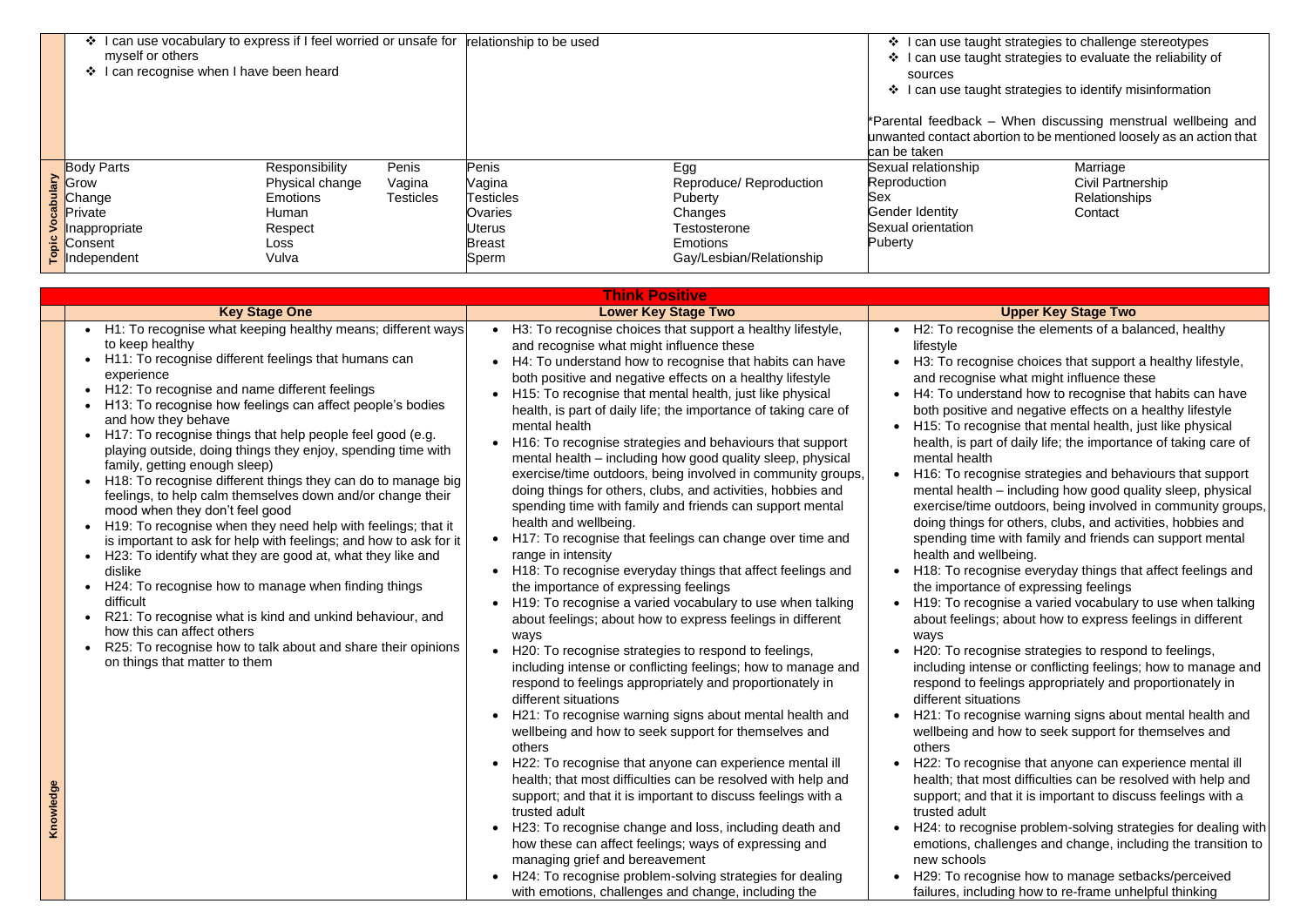| | | | |
|---|---|---|---|
| | ❖ I can use vocabulary to express if I feel worried or unsafe for myself or others<br>❖ I can recognise when I have been heard | relationship to be used | ❖ I can use taught strategies to challenge stereotypes<br>❖ I can use taught strategies to evaluate the reliability of sources<br>❖ I can use taught strategies to identify misinformation<br><br>*Parental feedback – When discussing menstrual wellbeing and unwanted contact abortion to be mentioned loosely as an action that can be taken |
| **Topic Vocabulary** | Body Parts, Grow, Change, Private, Inappropriate, Consent, Independent, Responsibility, Physical change, Emotions, Human, Respect, Loss, Vulva, Penis, Vagina, Testicles | Penis, Vagina, Testicles, Ovaries, Uterus, Breast, Sperm, Egg, Reproduce/ Reproduction, Puberty, Changes, Testosterone, Emotions, Gay/Lesbian/Relationship | Sexual relationship, Reproduction, Sex, Gender Identity, Sexual orientation, Puberty, Marriage, Civil Partnership, Relationships, Contact |

| **Think Positive** | | | |
|---|---|---|---|
| | **Key Stage One** | **Lower Key Stage Two** | **Upper Key Stage Two** |
| **Knowledge** | • H1: To recognise what keeping healthy means; different ways to keep healthy<br>• H11: To recognise different feelings that humans can experience<br>• H12: To recognise and name different feelings<br>• H13: To recognise how feelings can affect people's bodies and how they behave<br>• H17: To recognise things that help people feel good (e.g. playing outside, doing things they enjoy, spending time with family, getting enough sleep)<br>• H18: To recognise different things they can do to manage big feelings, to help calm themselves down and/or change their mood when they don't feel good<br>• H19: To recognise when they need help with feelings; that it is important to ask for help with feelings; and how to ask for it<br>• H23: To identify what they are good at, what they like and dislike<br>• H24: To recognise how to manage when finding things difficult<br>• R21: To recognise what is kind and unkind behaviour, and how this can affect others<br>• R25: To recognise how to talk about and share their opinions on things that matter to them | • H3: To recognise choices that support a healthy lifestyle, and recognise what might influence these<br>• H4: To understand how to recognise that habits can have both positive and negative effects on a healthy lifestyle<br>• H15: To recognise that mental health, just like physical health, is part of daily life; the importance of taking care of mental health<br>• H16: To recognise strategies and behaviours that support mental health – including how good quality sleep, physical exercise/time outdoors, being involved in community groups, doing things for others, clubs, and activities, hobbies and spending time with family and friends can support mental health and wellbeing.<br>• H17: To recognise that feelings can change over time and range in intensity<br>• H18: To recognise everyday things that affect feelings and the importance of expressing feelings<br>• H19: To recognise a varied vocabulary to use when talking about feelings; about how to express feelings in different ways<br>• H20: To recognise strategies to respond to feelings, including intense or conflicting feelings; how to manage and respond to feelings appropriately and proportionately in different situations<br>• H21: To recognise warning signs about mental health and wellbeing and how to seek support for themselves and others<br>• H22: To recognise that anyone can experience mental ill health; that most difficulties can be resolved with help and support; and that it is important to discuss feelings with a trusted adult<br>• H23: To recognise change and loss, including death and how these can affect feelings; ways of expressing and managing grief and bereavement<br>• H24: To recognise problem-solving strategies for dealing with emotions, challenges and change, including the | • H2: To recognise the elements of a balanced, healthy lifestyle<br>• H3: To recognise choices that support a healthy lifestyle, and recognise what might influence these<br>• H4: To understand how to recognise that habits can have both positive and negative effects on a healthy lifestyle<br>• H15: To recognise that mental health, just like physical health, is part of daily life; the importance of taking care of mental health<br>• H16: To recognise strategies and behaviours that support mental health – including how good quality sleep, physical exercise/time outdoors, being involved in community groups, doing things for others, clubs, and activities, hobbies and spending time with family and friends can support mental health and wellbeing.<br>• H18: To recognise everyday things that affect feelings and the importance of expressing feelings<br>• H19: To recognise a varied vocabulary to use when talking about feelings; about how to express feelings in different ways<br>• H20: To recognise strategies to respond to feelings, including intense or conflicting feelings; how to manage and respond to feelings appropriately and proportionately in different situations<br>• H21: To recognise warning signs about mental health and wellbeing and how to seek support for themselves and others<br>• H22: To recognise that anyone can experience mental ill health; that most difficulties can be resolved with help and support; and that it is important to discuss feelings with a trusted adult<br>• H24: to recognise problem-solving strategies for dealing with emotions, challenges and change, including the transition to new schools<br>• H29: To recognise how to manage setbacks/perceived failures, including how to re-frame unhelpful thinking |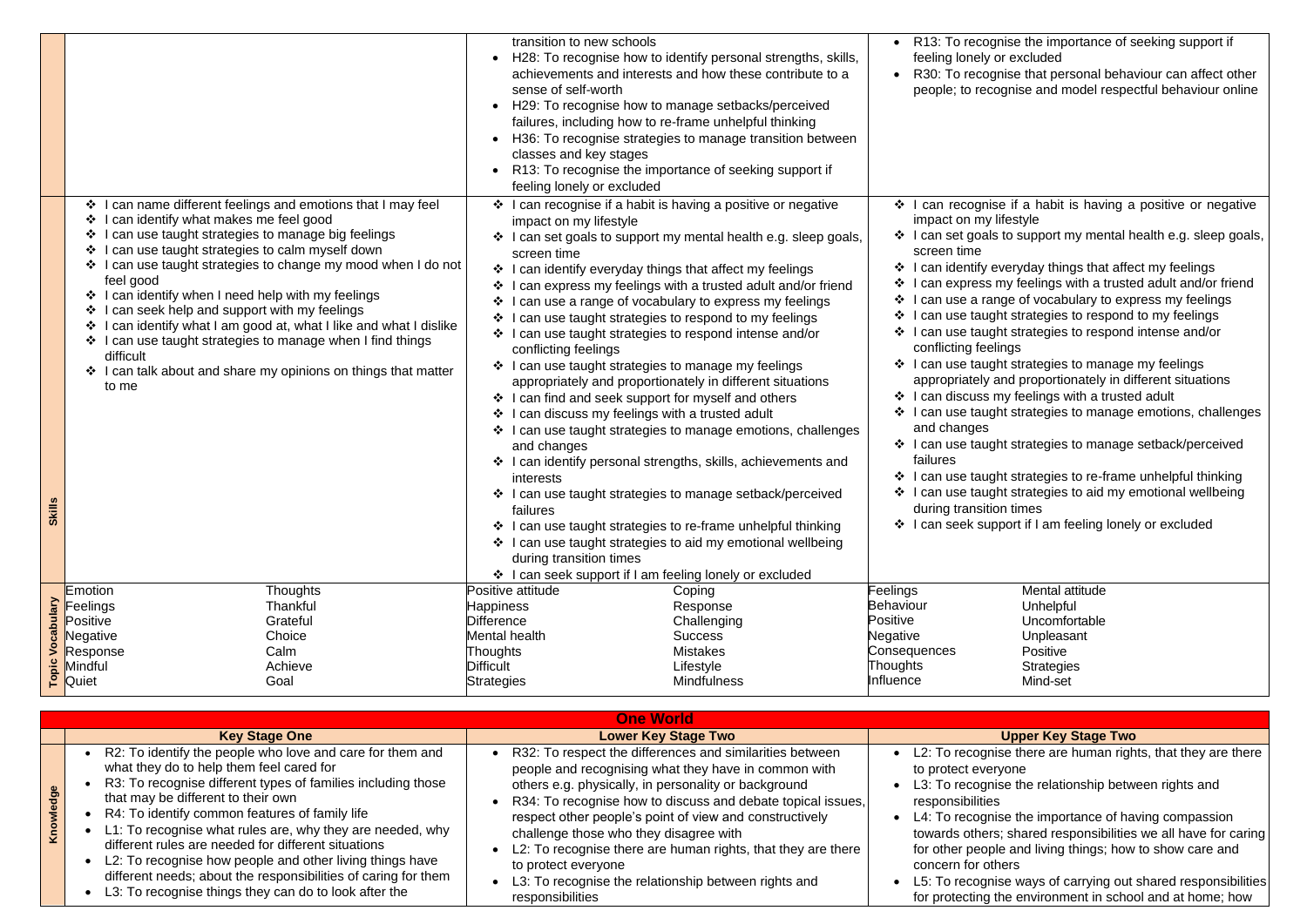| | | | |
|---|---|---|---|
| | | transition to new schools<br>• H28: To recognise how to identify personal strengths, skills, achievements and interests and how these contribute to a sense of self-worth<br>• H29: To recognise how to manage setbacks/perceived failures, including how to re-frame unhelpful thinking<br>• H36: To recognise strategies to manage transition between classes and key stages<br>• R13: To recognise the importance of seeking support if feeling lonely or excluded | • R13: To recognise the importance of seeking support if feeling lonely or excluded<br>• R30: To recognise that personal behaviour can affect other people; to recognise and model respectful behaviour online |
| **Skills** | ❖ I can name different feelings and emotions that I may feel<br>❖ I can identify what makes me feel good<br>❖ I can use taught strategies to manage big feelings<br>❖ I can use taught strategies to calm myself down<br>❖ I can use taught strategies to change my mood when I do not feel good<br>❖ I can identify when I need help with my feelings<br>❖ I can seek help and support with my feelings<br>❖ I can identify what I am good at, what I like and what I dislike<br>❖ I can use taught strategies to manage when I find things difficult<br>❖ I can talk about and share my opinions on things that matter to me | ❖ I can recognise if a habit is having a positive or negative impact on my lifestyle<br>❖ I can set goals to support my mental health e.g. sleep goals, screen time<br>❖ I can identify everyday things that affect my feelings<br>❖ I can express my feelings with a trusted adult and/or friend<br>❖ I can use a range of vocabulary to express my feelings<br>❖ I can use taught strategies to respond to my feelings<br>❖ I can use taught strategies to respond intense and/or conflicting feelings<br>❖ I can use taught strategies to manage my feelings appropriately and proportionately in different situations<br>❖ I can find and seek support for myself and others<br>❖ I can discuss my feelings with a trusted adult<br>❖ I can use taught strategies to manage emotions, challenges and changes<br>❖ I can identify personal strengths, skills, achievements and interests<br>❖ I can use taught strategies to manage setback/perceived failures<br>❖ I can use taught strategies to re-frame unhelpful thinking<br>❖ I can use taught strategies to aid my emotional wellbeing during transition times<br>❖ I can seek support if I am feeling lonely or excluded | ❖ I can recognise if a habit is having a positive or negative impact on my lifestyle<br>❖ I can set goals to support my mental health e.g. sleep goals, screen time<br>❖ I can identify everyday things that affect my feelings<br>❖ I can express my feelings with a trusted adult and/or friend<br>❖ I can use a range of vocabulary to express my feelings<br>❖ I can use taught strategies to respond to my feelings<br>❖ I can use taught strategies to respond intense and/or conflicting feelings<br>❖ I can use taught strategies to manage my feelings appropriately and proportionately in different situations<br>❖ I can discuss my feelings with a trusted adult<br>❖ I can use taught strategies to manage emotions, challenges and changes<br>❖ I can use taught strategies to manage setback/perceived failures<br>❖ I can use taught strategies to re-frame unhelpful thinking<br>❖ I can use taught strategies to aid my emotional wellbeing during transition times<br>❖ I can seek support if I am feeling lonely or excluded |
| **Topic Vocabulary** | Emotion, Feelings, Positive, Negative, Response, Mindful, Quiet, Thoughts, Thankful, Grateful, Choice, Calm, Achieve, Goal | Positive attitude, Happiness, Difference, Mental health, Thoughts, Difficult, Strategies, Coping, Response, Challenging, Success, Mistakes, Lifestyle, Mindfulness | Feelings, Behaviour, Positive, Negative, Consequences, Thoughts, Influence, Mental attitude, Unhelpful, Uncomfortable, Unpleasant, Positive, Strategies, Mind-set |

## One World

| | Key Stage One | Lower Key Stage Two | Upper Key Stage Two |
|---|---|---|---|
| **Knowledge** | • R2: To identify the people who love and care for them and what they do to help them feel cared for<br>• R3: To recognise different types of families including those that may be different to their own<br>• R4: To identify common features of family life<br>• L1: To recognise what rules are, why they are needed, why different rules are needed for different situations<br>• L2: To recognise how people and other living things have different needs; about the responsibilities of caring for them<br>• L3: To recognise things they can do to look after the | • R32: To respect the differences and similarities between people and recognising what they have in common with others e.g. physically, in personality or background<br>• R34: To recognise how to discuss and debate topical issues, respect other people's point of view and constructively challenge those who they disagree with<br>• L2: To recognise there are human rights, that they are there to protect everyone<br>• L3: To recognise the relationship between rights and responsibilities | • L2: To recognise there are human rights, that they are there to protect everyone<br>• L3: To recognise the relationship between rights and responsibilities<br>• L4: To recognise the importance of having compassion towards others; shared responsibilities we all have for caring for other people and living things; how to show care and concern for others<br>• L5: To recognise ways of carrying out shared responsibilities for protecting the environment in school and at home; how |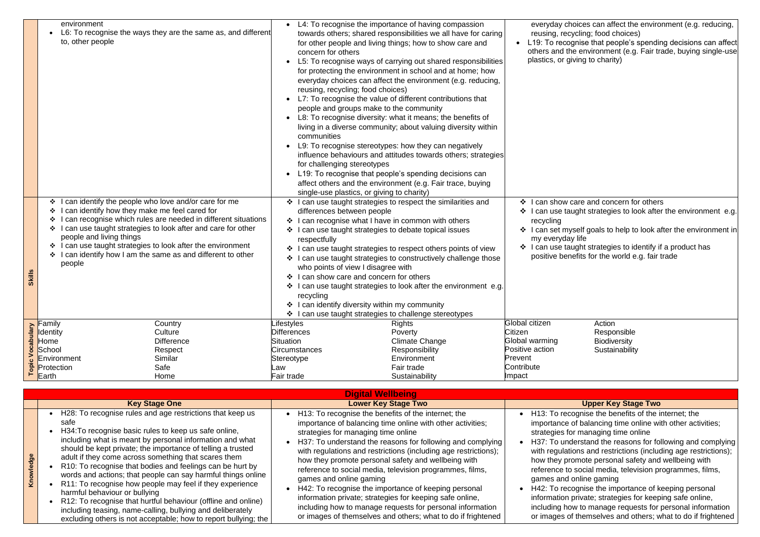| | Key Stage One | Lower Key Stage Two | Upper Key Stage Two |
|---|---|---|---|
| | environment<br>• L6: To recognise the ways they are the same as, and different to, other people | • L4: To recognise the importance of having compassion towards others; shared responsibilities we all have for caring for other people and living things; how to show care and concern for others<br>• L5: To recognise ways of carrying out shared responsibilities for protecting the environment in school and at home; how everyday choices can affect the environment (e.g. reducing, reusing, recycling; food choices)<br>• L7: To recognise the value of different contributions that people and groups make to the community<br>• L8: To recognise diversity: what it means; the benefits of living in a diverse community; about valuing diversity within communities<br>• L9: To recognise stereotypes: how they can negatively influence behaviours and attitudes towards others; strategies for challenging stereotypes<br>• L19: To recognise that people's spending decisions can affect others and the environment (e.g. Fair trace, buying single-use plastics, or giving to charity) | everyday choices can affect the environment (e.g. reducing, reusing, recycling; food choices)<br>• L19: To recognise that people's spending decisions can affect others and the environment (e.g. Fair trade, buying single-use plastics, or giving to charity) |
| Skills | ❖ I can identify the people who love and/or care for me<br>❖ I can identify how they make me feel cared for<br>❖ I can recognise which rules are needed in different situations<br>❖ I can use taught strategies to look after and care for other people and living things<br>❖ I can use taught strategies to look after the environment<br>❖ I can identify how I am the same as and different to other people | ❖ I can use taught strategies to respect the similarities and differences between people<br>❖ I can recognise what I have in common with others<br>❖ I can use taught strategies to debate topical issues respectfully<br>❖ I can use taught strategies to respect others points of view<br>❖ I can use taught strategies to constructively challenge those who points of view I disagree with<br>❖ I can show care and concern for others<br>❖ I can use taught strategies to look after the environment e.g. recycling<br>❖ I can identify diversity within my community<br>❖ I can use taught strategies to challenge stereotypes | ❖ I can show care and concern for others<br>❖ I can use taught strategies to look after the environment e.g. recycling<br>❖ I can set myself goals to help to look after the environment in my everyday life<br>❖ I can use taught strategies to identify if a product has positive benefits for the world e.g. fair trade |
| Topic Vocabulary | Family, Identity, Home, School, Environment, Protection, Earth, Country, Culture, Difference, Respect, Similar, Safe, Home | Lifestyles, Differences, Situation, Circumstances, Stereotype, Law, Fair trade, Rights, Poverty, Climate Change, Responsibility, Environment, Fair trade, Sustainability | Global citizen, Citizen, Global warming, Positive action, Prevent, Contribute, Impact, Action, Responsible, Biodiversity, Sustainability |

## Digital Wellbeing

| | Key Stage One | Lower Key Stage Two | Upper Key Stage Two |
|---|---|---|---|
| Knowledge | • H28: To recognise rules and age restrictions that keep us safe<br>• H34:To recognise basic rules to keep us safe online, including what is meant by personal information and what should be kept private; the importance of telling a trusted adult if they come across something that scares them<br>• R10: To recognise that bodies and feelings can be hurt by words and actions; that people can say harmful things online<br>• R11: To recognise how people may feel if they experience harmful behaviour or bullying<br>• R12: To recognise that hurtful behaviour (offline and online) including teasing, name-calling, bullying and deliberately excluding others is not acceptable; how to report bullying; the | • H13: To recognise the benefits of the internet; the importance of balancing time online with other activities; strategies for managing time online<br>• H37: To understand the reasons for following and complying with regulations and restrictions (including age restrictions); how they promote personal safety and wellbeing with reference to social media, television programmes, films, games and online gaming<br>• H42: To recognise the importance of keeping personal information private; strategies for keeping safe online, including how to manage requests for personal information or images of themselves and others; what to do if frightened | • H13: To recognise the benefits of the internet; the importance of balancing time online with other activities; strategies for managing time online<br>• H37: To understand the reasons for following and complying with regulations and restrictions (including age restrictions); how they promote personal safety and wellbeing with reference to social media, television programmes, films, games and online gaming<br>• H42: To recognise the importance of keeping personal information private; strategies for keeping safe online, including how to manage requests for personal information or images of themselves and others; what to do if frightened |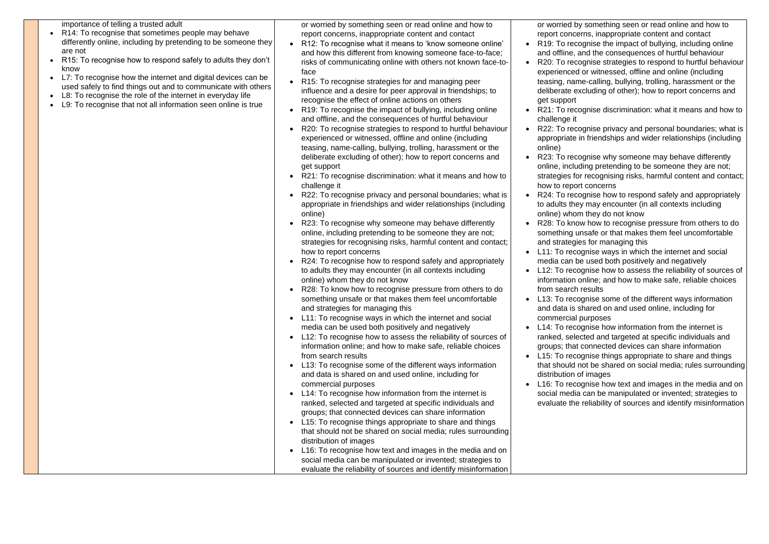| | | | |
|---|---|---|---|
| | importance of telling a trusted adult<br>• R14: To recognise that sometimes people may behave differently online, including by pretending to be someone they are not<br>• R15: To recognise how to respond safely to adults they don't know<br>• L7: To recognise how the internet and digital devices can be used safely to find things out and to communicate with others<br>• L8: To recognise the role of the internet in everyday life<br>• L9: To recognise that not all information seen online is true | or worried by something seen or read online and how to report concerns, inappropriate content and contact<br>• R12: To recognise what it means to 'know someone online' and how this different from knowing someone face-to-face; risks of communicating online with others not known face-to-face<br>• R15: To recognise strategies for and managing peer influence and a desire for peer approval in friendships; to recognise the effect of online actions on others<br>• R19: To recognise the impact of bullying, including online and offline, and the consequences of hurtful behaviour<br>• R20: To recognise strategies to respond to hurtful behaviour experienced or witnessed, offline and online (including teasing, name-calling, bullying, trolling, harassment or the deliberate excluding of other); how to report concerns and get support<br>• R21: To recognise discrimination: what it means and how to challenge it<br>• R22: To recognise privacy and personal boundaries; what is appropriate in friendships and wider relationships (including online)<br>• R23: To recognise why someone may behave differently online, including pretending to be someone they are not; strategies for recognising risks, harmful content and contact; how to report concerns<br>• R24: To recognise how to respond safely and appropriately to adults they may encounter (in all contexts including online) whom they do not know<br>• R28: To know how to recognise pressure from others to do something unsafe or that makes them feel uncomfortable and strategies for managing this<br>• L11: To recognise ways in which the internet and social media can be used both positively and negatively<br>• L12: To recognise how to assess the reliability of sources of information online; and how to make safe, reliable choices from search results<br>• L13: To recognise some of the different ways information and data is shared on and used online, including for commercial purposes<br>• L14: To recognise how information from the internet is ranked, selected and targeted at specific individuals and groups; that connected devices can share information<br>• L15: To recognise things appropriate to share and things that should not be shared on social media; rules surrounding distribution of images<br>• L16: To recognise how text and images in the media and on social media can be manipulated or invented; strategies to evaluate the reliability of sources and identify misinformation | or worried by something seen or read online and how to report concerns, inappropriate content and contact<br>• R19: To recognise the impact of bullying, including online and offline, and the consequences of hurtful behaviour<br>• R20: To recognise strategies to respond to hurtful behaviour experienced or witnessed, offline and online (including teasing, name-calling, bullying, trolling, harassment or the deliberate excluding of other); how to report concerns and get support<br>• R21: To recognise discrimination: what it means and how to challenge it<br>• R22: To recognise privacy and personal boundaries; what is appropriate in friendships and wider relationships (including online)<br>• R23: To recognise why someone may behave differently online, including pretending to be someone they are not; strategies for recognising risks, harmful content and contact; how to report concerns<br>• R24: To recognise how to respond safely and appropriately to adults they may encounter (in all contexts including online) whom they do not know<br>• R28: To know how to recognise pressure from others to do something unsafe or that makes them feel uncomfortable and strategies for managing this<br>• L11: To recognise ways in which the internet and social media can be used both positively and negatively<br>• L12: To recognise how to assess the reliability of sources of information online; and how to make safe, reliable choices from search results<br>• L13: To recognise some of the different ways information and data is shared on and used online, including for commercial purposes<br>• L14: To recognise how information from the internet is ranked, selected and targeted at specific individuals and groups; that connected devices can share information<br>• L15: To recognise things appropriate to share and things that should not be shared on social media; rules surrounding distribution of images<br>• L16: To recognise how text and images in the media and on social media can be manipulated or invented; strategies to evaluate the reliability of sources and identify misinformation |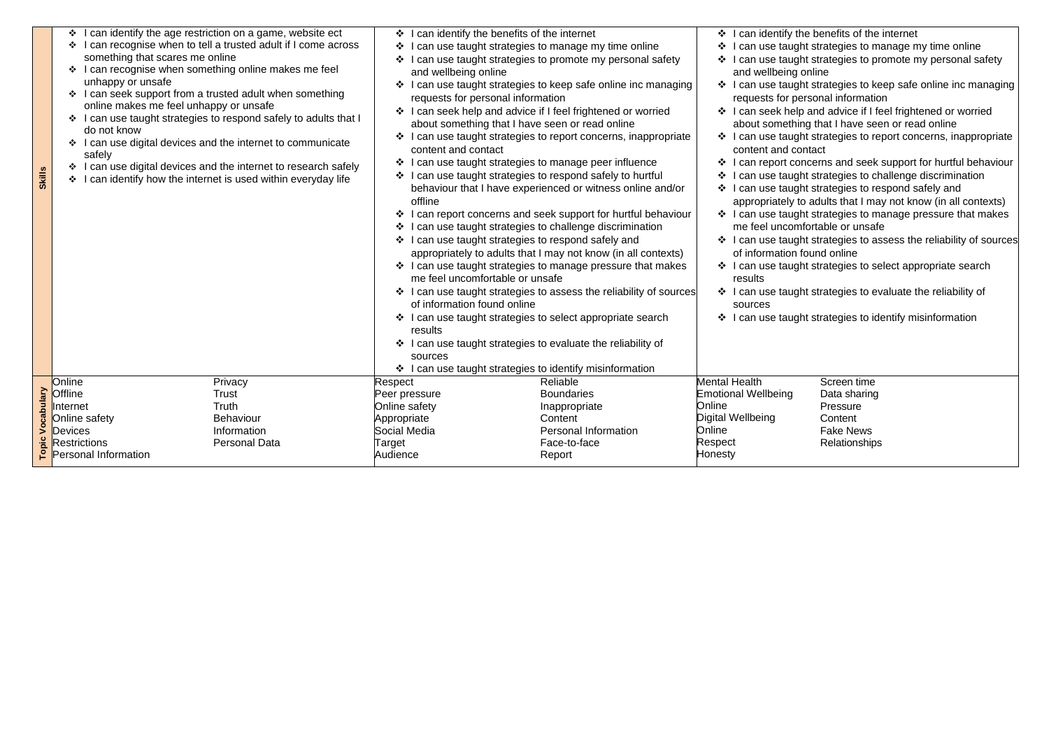| | | | |
|---|---|---|---|
| **Skills** | ❖ I can identify the age restriction on a game, website ect<br>❖ I can recognise when to tell a trusted adult if I come across something that scares me online<br>❖ I can recognise when something online makes me feel unhappy or unsafe<br>❖ I can seek support from a trusted adult when something online makes me feel unhappy or unsafe<br>❖ I can use taught strategies to respond safely to adults that I do not know<br>❖ I can use digital devices and the internet to communicate safely<br>❖ I can use digital devices and the internet to research safely<br>❖ I can identify how the internet is used within everyday life | ❖ I can identify the benefits of the internet<br>❖ I can use taught strategies to manage my time online<br>❖ I can use taught strategies to promote my personal safety and wellbeing online<br>❖ I can use taught strategies to keep safe online inc managing requests for personal information<br>❖ I can seek help and advice if I feel frightened or worried about something that I have seen or read online<br>❖ I can use taught strategies to report concerns, inappropriate content and contact<br>❖ I can use taught strategies to manage peer influence<br>❖ I can use taught strategies to respond safely to hurtful behaviour that I have experienced or witness online and/or offline<br>❖ I can report concerns and seek support for hurtful behaviour<br>❖ I can use taught strategies to challenge discrimination<br>❖ I can use taught strategies to respond safely and appropriately to adults that I may not know (in all contexts)<br>❖ I can use taught strategies to manage pressure that makes me feel uncomfortable or unsafe<br>❖ I can use taught strategies to assess the reliability of sources of information found online<br>❖ I can use taught strategies to select appropriate search results<br>❖ I can use taught strategies to evaluate the reliability of sources<br>❖ I can use taught strategies to identify misinformation | ❖ I can identify the benefits of the internet<br>❖ I can use taught strategies to manage my time online<br>❖ I can use taught strategies to promote my personal safety and wellbeing online<br>❖ I can use taught strategies to keep safe online inc managing requests for personal information<br>❖ I can seek help and advice if I feel frightened or worried about something that I have seen or read online<br>❖ I can use taught strategies to report concerns, inappropriate content and contact<br>❖ I can report concerns and seek support for hurtful behaviour<br>❖ I can use taught strategies to challenge discrimination<br>❖ I can use taught strategies to respond safely and appropriately to adults that I may not know (in all contexts)<br>❖ I can use taught strategies to manage pressure that makes me feel uncomfortable or unsafe<br>❖ I can use taught strategies to assess the reliability of sources of information found online<br>❖ I can use taught strategies to select appropriate search results<br>❖ I can use taught strategies to evaluate the reliability of sources<br>❖ I can use taught strategies to identify misinformation |
| **Topic Vocabulary** | Online, Offline, Internet, Online safety, Devices, Restrictions, Personal Information, Privacy, Trust, Truth, Behaviour, Information, Personal Data | Respect, Peer pressure, Online safety, Appropriate, Social Media, Target, Audience, Reliable, Boundaries, Inappropriate, Content, Personal Information, Face-to-face, Report | Mental Health, Emotional Wellbeing, Online, Digital Wellbeing, Online, Respect, Honesty, Screen time, Data sharing, Pressure, Content, Fake News, Relationships |